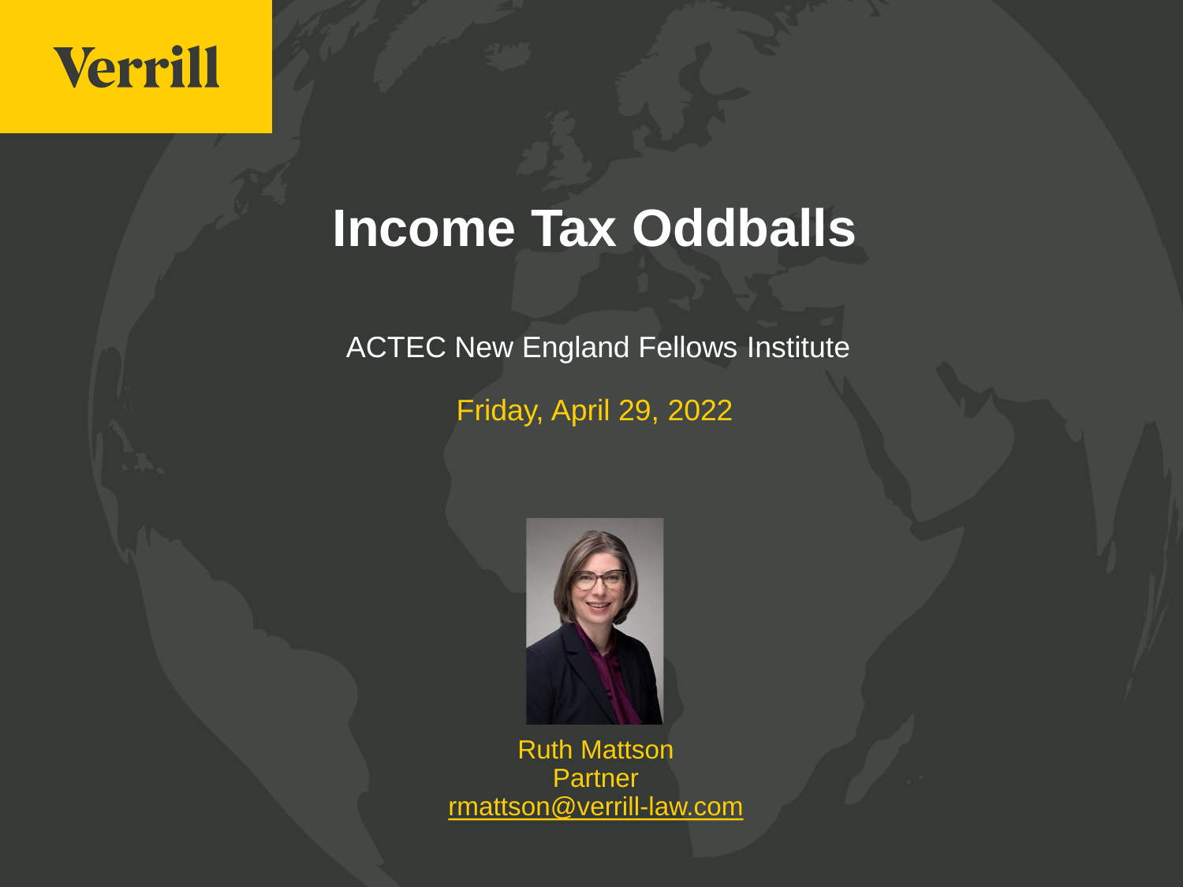Verrill

# Income Tax Oddballs

ACTEC New England Fellows Institute

Friday, April 29, 2022

Ruth Mattson
Partner
rmattson@verrill-law.com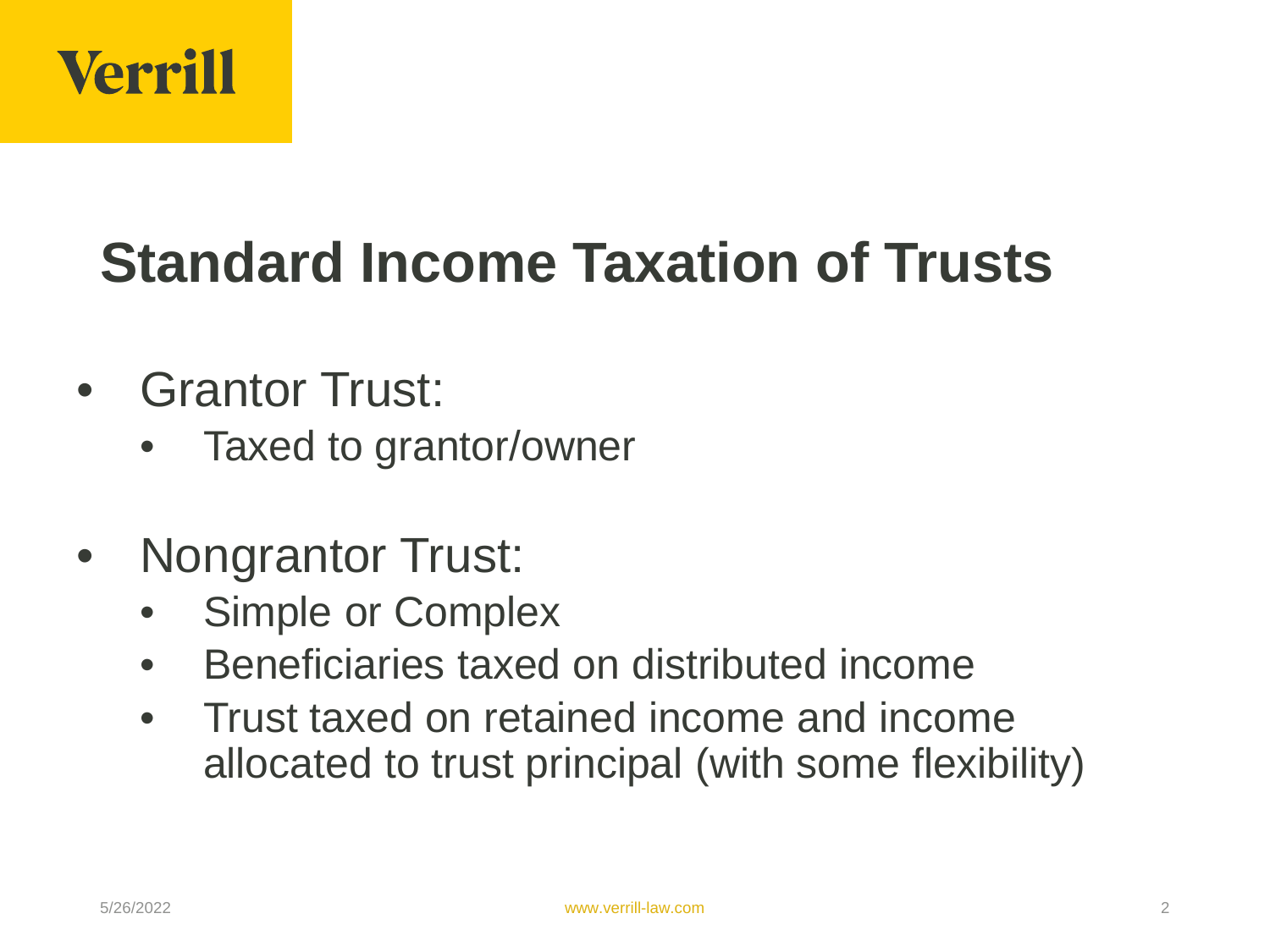# Standard Income Taxation of Trusts

- Grantor Trust:
  - Taxed to grantor/owner
- Nongrantor Trust:
  - Simple or Complex
  - Beneficiaries taxed on distributed income
  - Trust taxed on retained income and income allocated to trust principal (with some flexibility)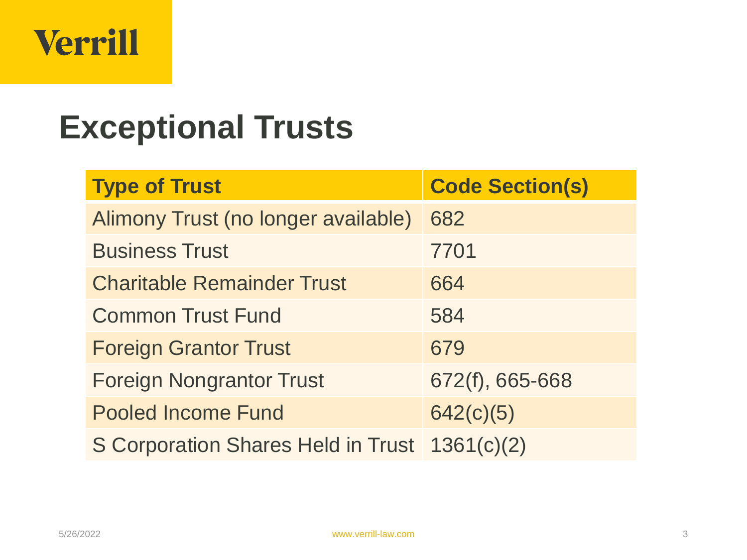# Exceptional Trusts

| Type of Trust | Code Section(s) |
|---|---|
| Alimony Trust (no longer available) | 682 |
| Business Trust | 7701 |
| Charitable Remainder Trust | 664 |
| Common Trust Fund | 584 |
| Foreign Grantor Trust | 679 |
| Foreign Nongrantor Trust | 672(f), 665-668 |
| Pooled Income Fund | 642(c)(5) |
| S Corporation Shares Held in Trust | 1361(c)(2) |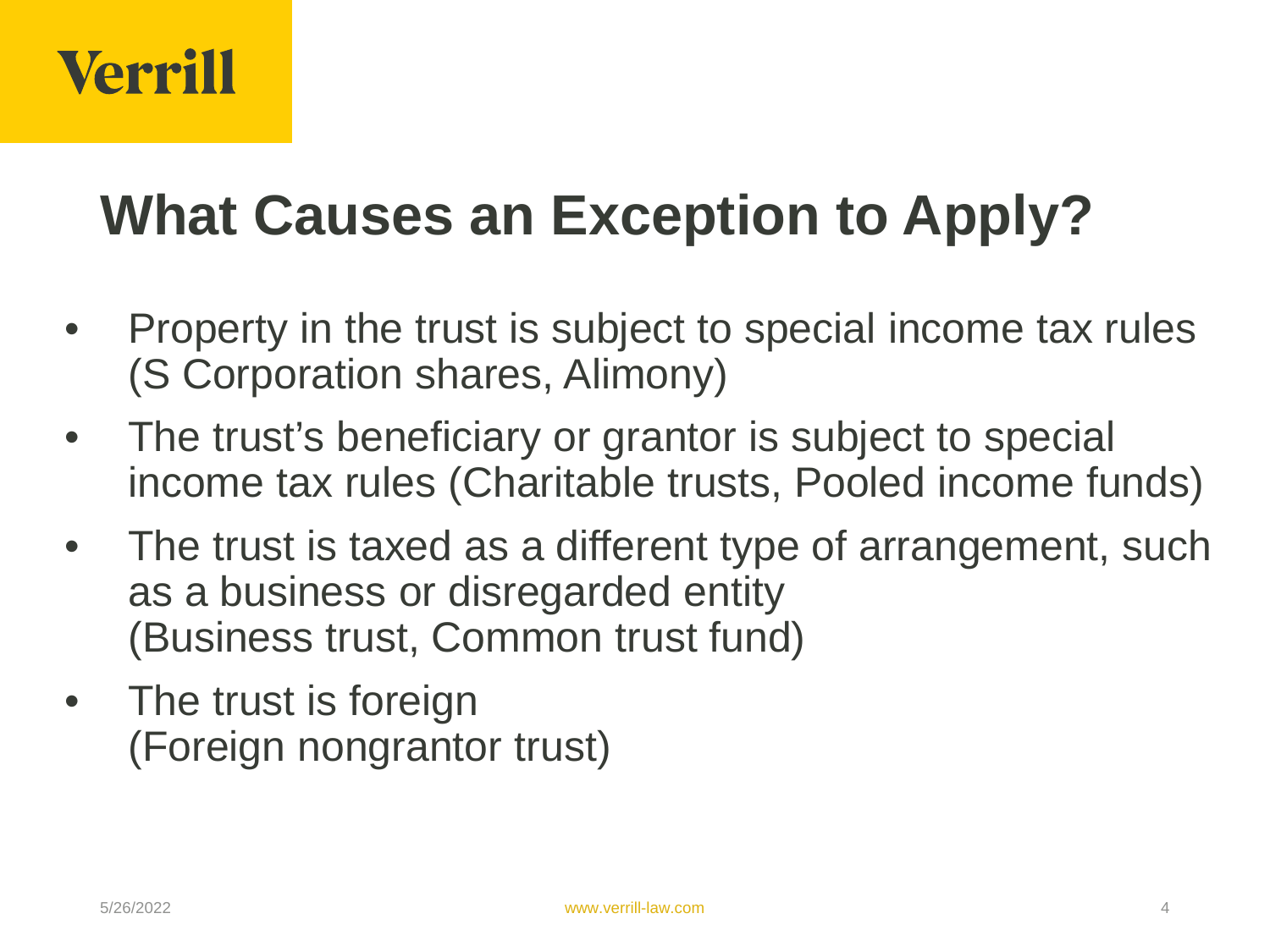# What Causes an Exception to Apply?

- Property in the trust is subject to special income tax rules (S Corporation shares, Alimony)
- The trust's beneficiary or grantor is subject to special income tax rules (Charitable trusts, Pooled income funds)
- The trust is taxed as a different type of arrangement, such as a business or disregarded entity (Business trust, Common trust fund)
- The trust is foreign (Foreign nongrantor trust)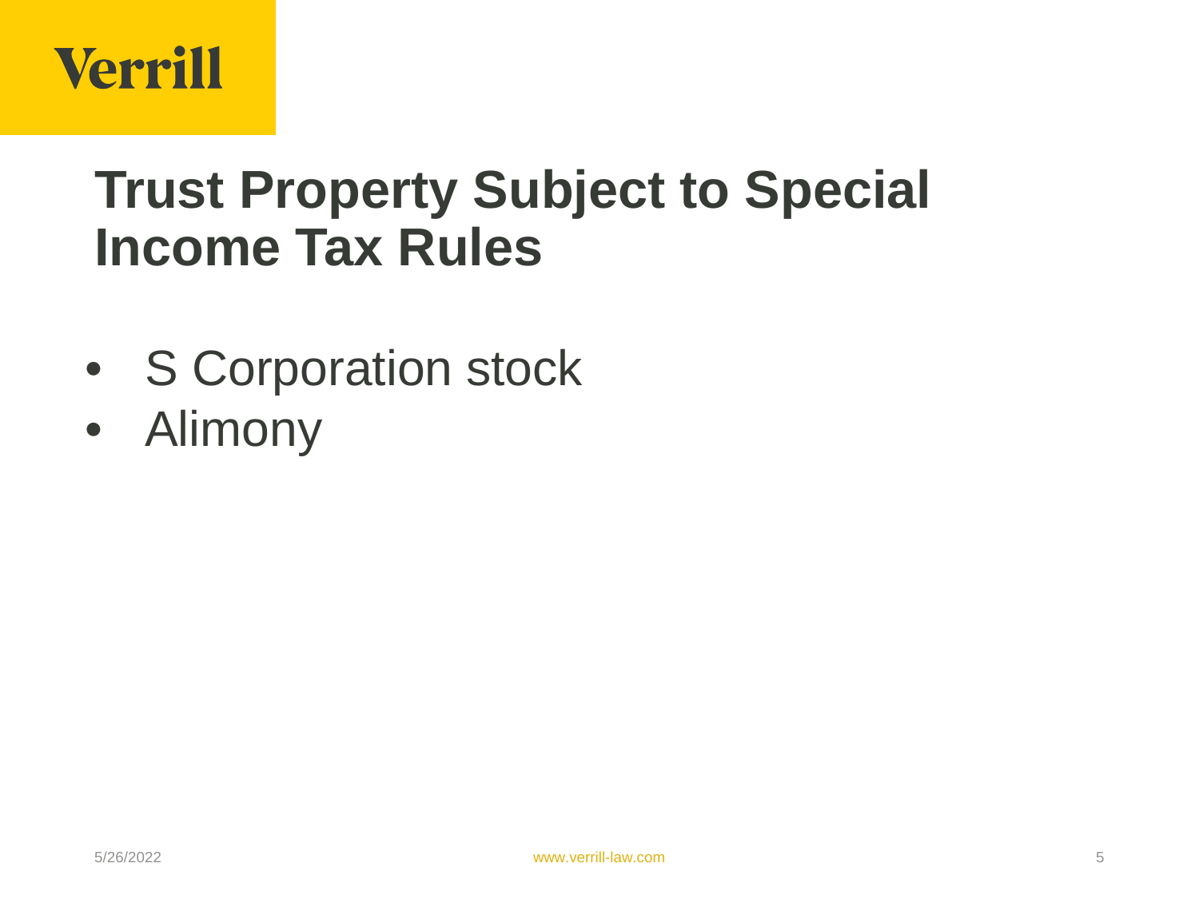# Trust Property Subject to Special Income Tax Rules

- S Corporation stock
- Alimony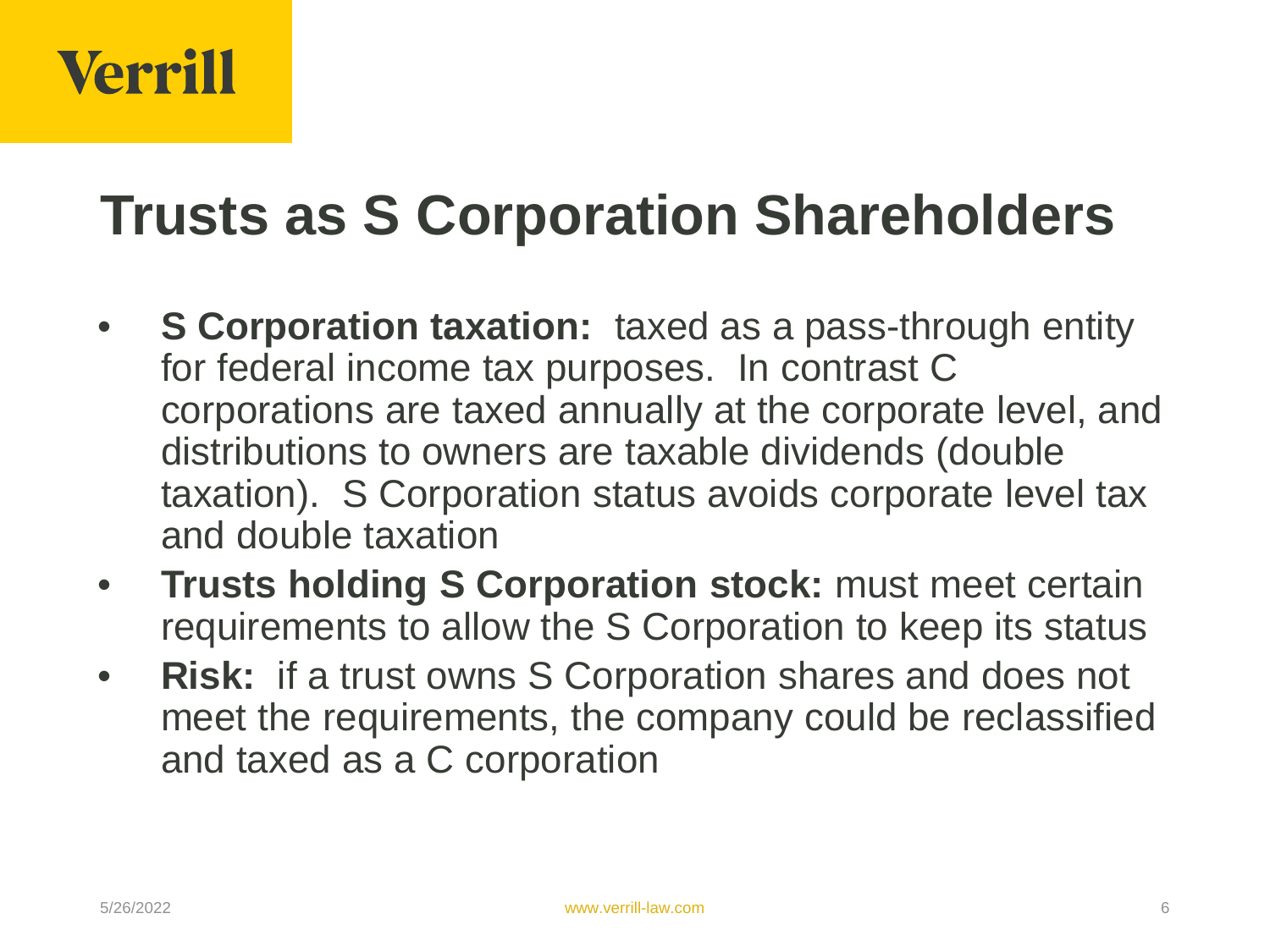# Trusts as S Corporation Shareholders

- **S Corporation taxation:** taxed as a pass-through entity for federal income tax purposes. In contrast C corporations are taxed annually at the corporate level, and distributions to owners are taxable dividends (double taxation). S Corporation status avoids corporate level tax and double taxation
- **Trusts holding S Corporation stock:** must meet certain requirements to allow the S Corporation to keep its status
- **Risk:** if a trust owns S Corporation shares and does not meet the requirements, the company could be reclassified and taxed as a C corporation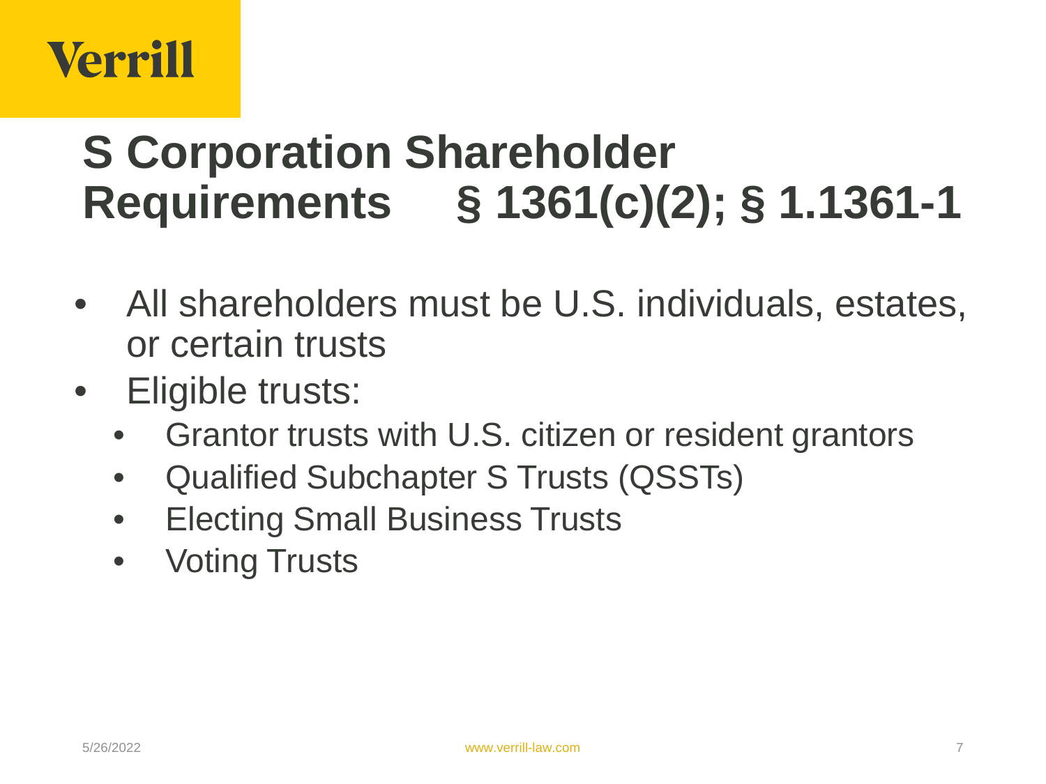# S Corporation Shareholder Requirements § 1361(c)(2); § 1.1361-1

- All shareholders must be U.S. individuals, estates, or certain trusts
- Eligible trusts:
  - Grantor trusts with U.S. citizen or resident grantors
  - Qualified Subchapter S Trusts (QSSTs)
  - Electing Small Business Trusts
  - Voting Trusts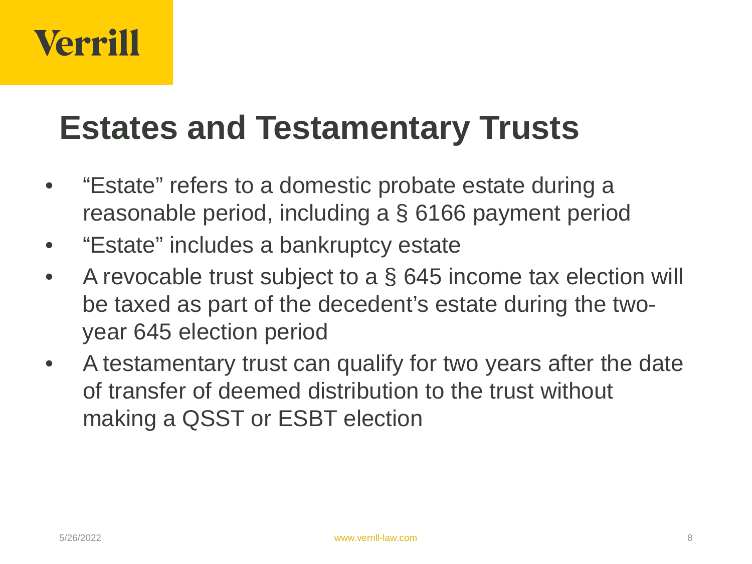# Estates and Testamentary Trusts

- "Estate" refers to a domestic probate estate during a reasonable period, including a § 6166 payment period
- "Estate" includes a bankruptcy estate
- A revocable trust subject to a § 645 income tax election will be taxed as part of the decedent's estate during the two-year 645 election period
- A testamentary trust can qualify for two years after the date of transfer of deemed distribution to the trust without making a QSST or ESBT election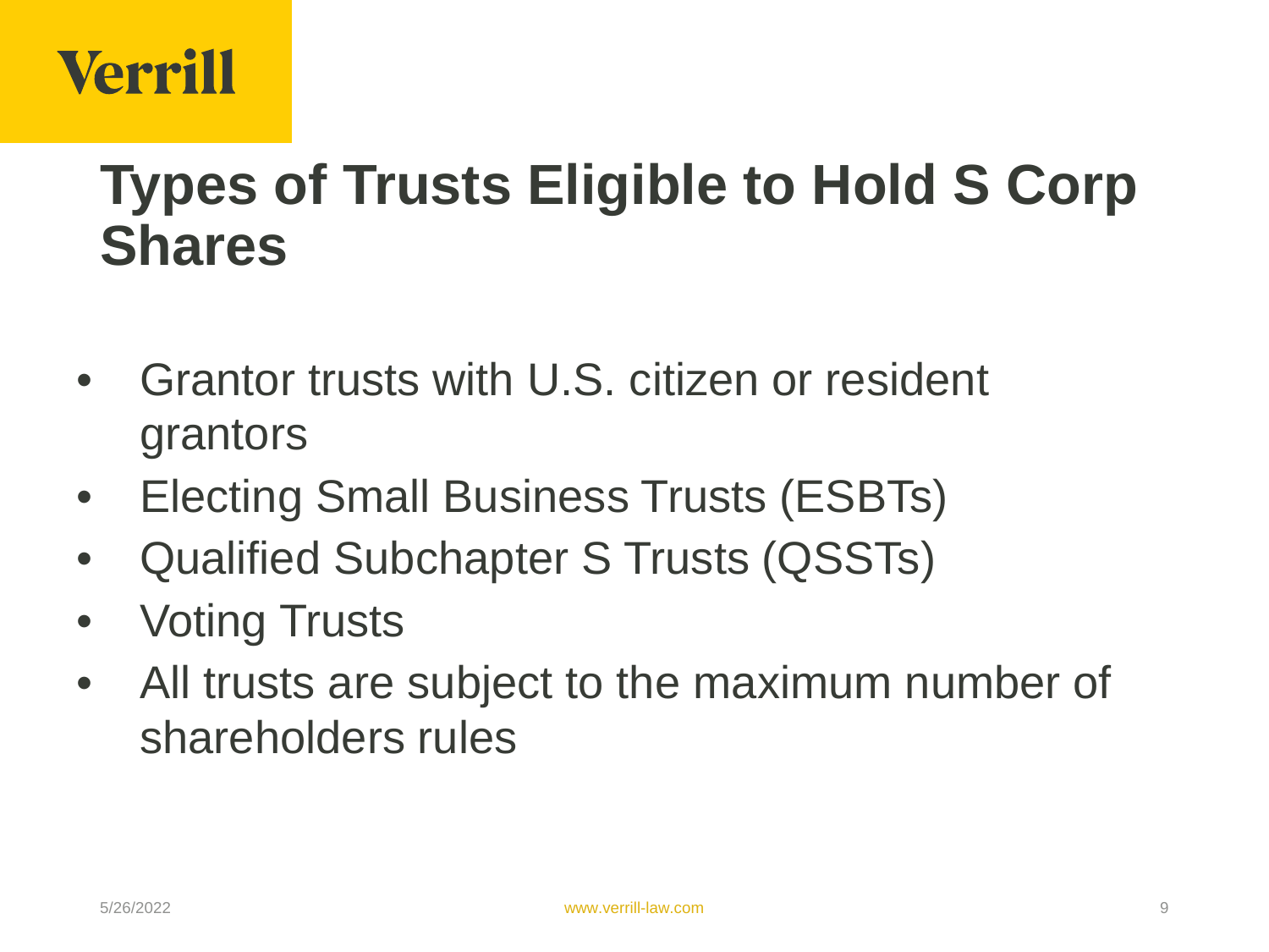# Types of Trusts Eligible to Hold S Corp Shares

- Grantor trusts with U.S. citizen or resident grantors
- Electing Small Business Trusts (ESBTs)
- Qualified Subchapter S Trusts (QSSTs)
- Voting Trusts
- All trusts are subject to the maximum number of shareholders rules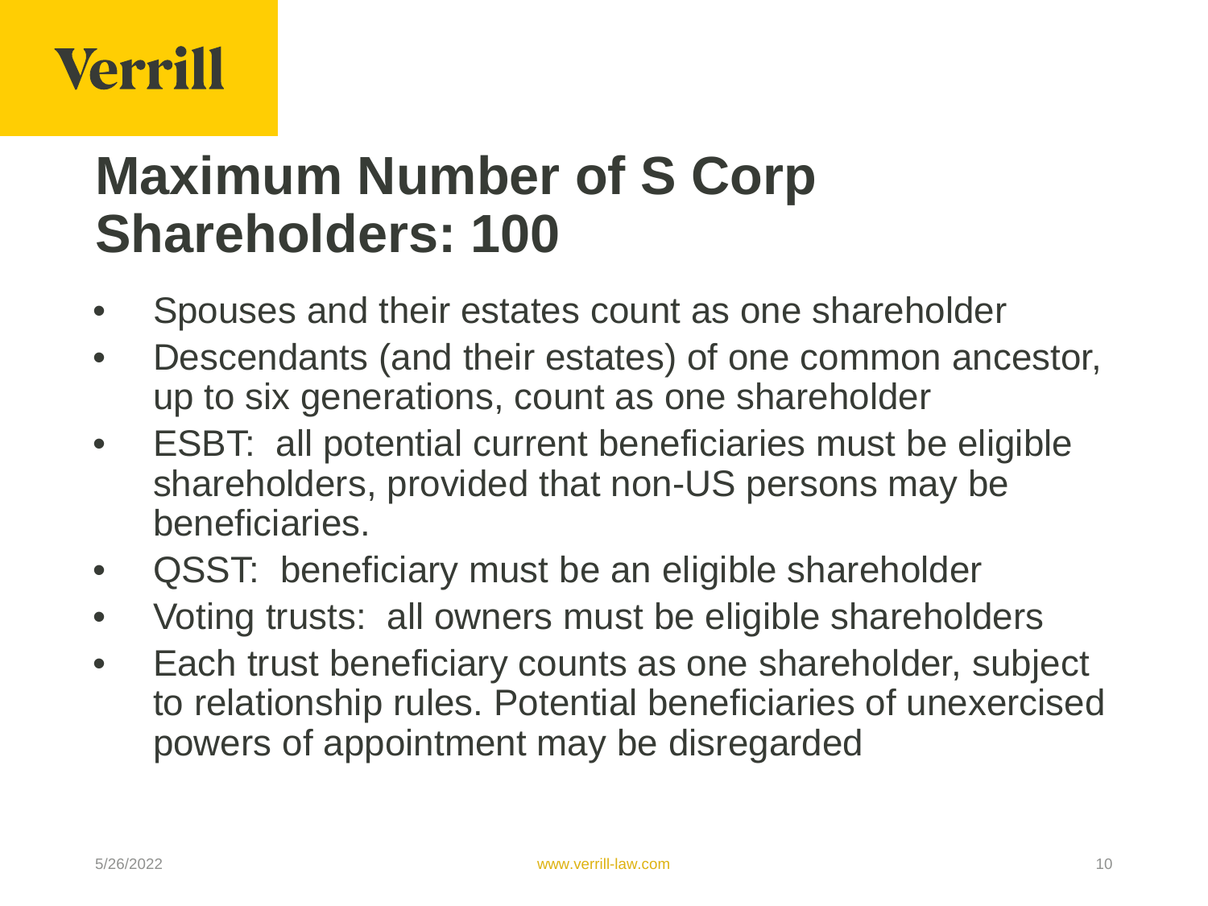# Maximum Number of S Corp Shareholders: 100

- Spouses and their estates count as one shareholder
- Descendants (and their estates) of one common ancestor, up to six generations, count as one shareholder
- ESBT: all potential current beneficiaries must be eligible shareholders, provided that non-US persons may be beneficiaries.
- QSST: beneficiary must be an eligible shareholder
- Voting trusts: all owners must be eligible shareholders
- Each trust beneficiary counts as one shareholder, subject to relationship rules. Potential beneficiaries of unexercised powers of appointment may be disregarded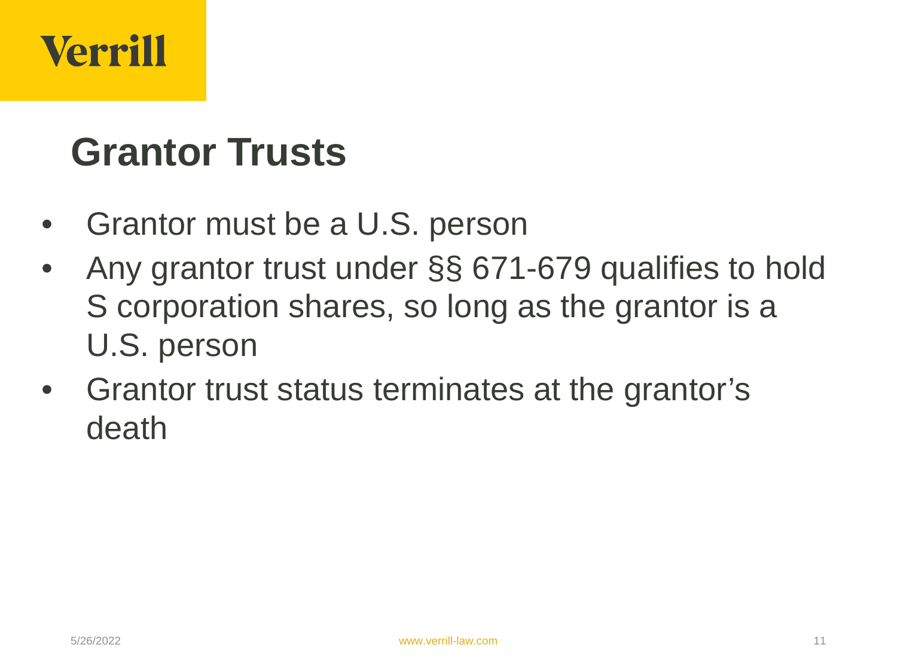# Grantor Trusts

- Grantor must be a U.S. person
- Any grantor trust under §§ 671-679 qualifies to hold S corporation shares, so long as the grantor is a U.S. person
- Grantor trust status terminates at the grantor's death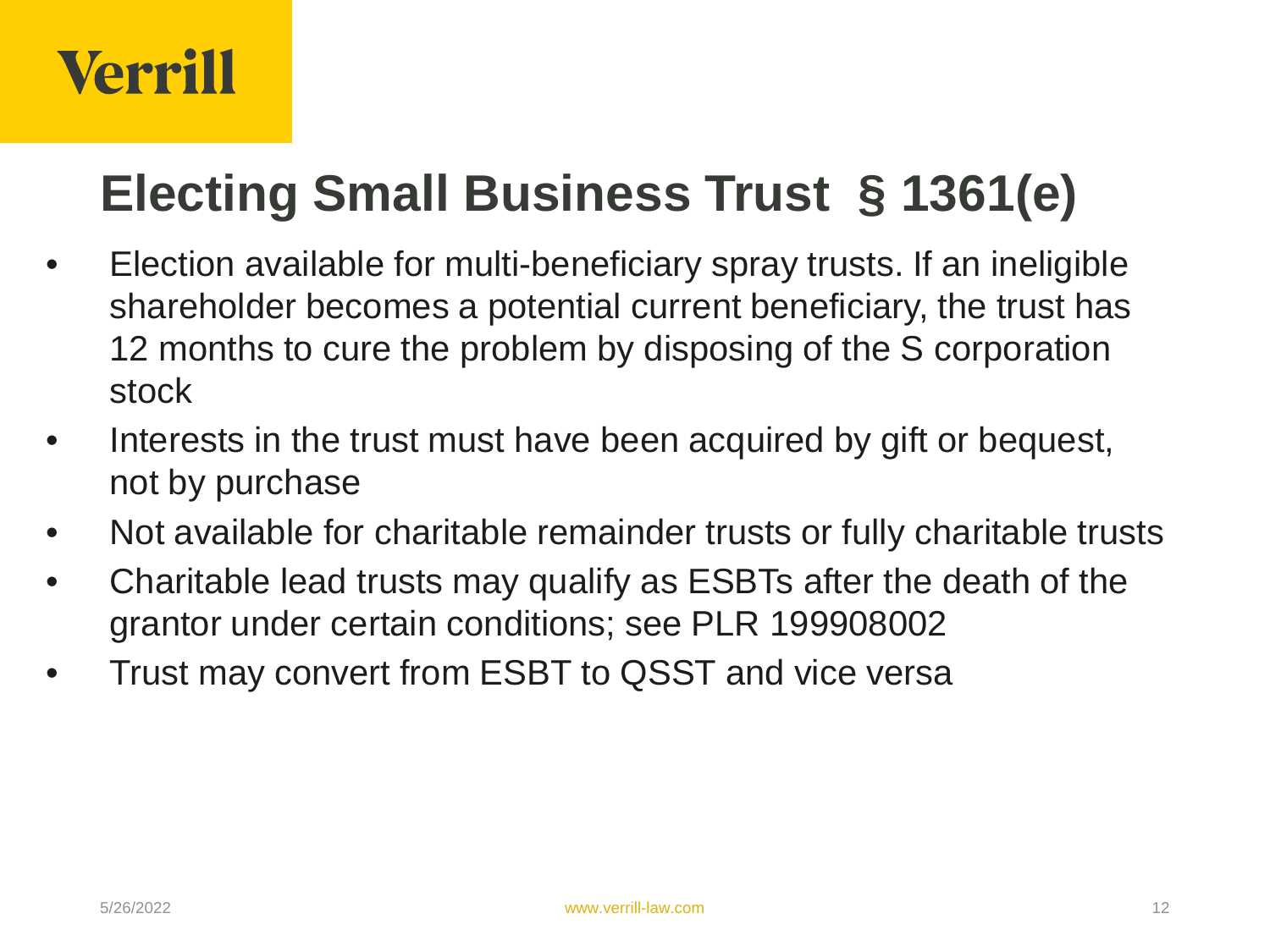# Electing Small Business Trust § 1361(e)

- Election available for multi-beneficiary spray trusts. If an ineligible shareholder becomes a potential current beneficiary, the trust has 12 months to cure the problem by disposing of the S corporation stock
- Interests in the trust must have been acquired by gift or bequest, not by purchase
- Not available for charitable remainder trusts or fully charitable trusts
- Charitable lead trusts may qualify as ESBTs after the death of the grantor under certain conditions; see PLR 199908002
- Trust may convert from ESBT to QSST and vice versa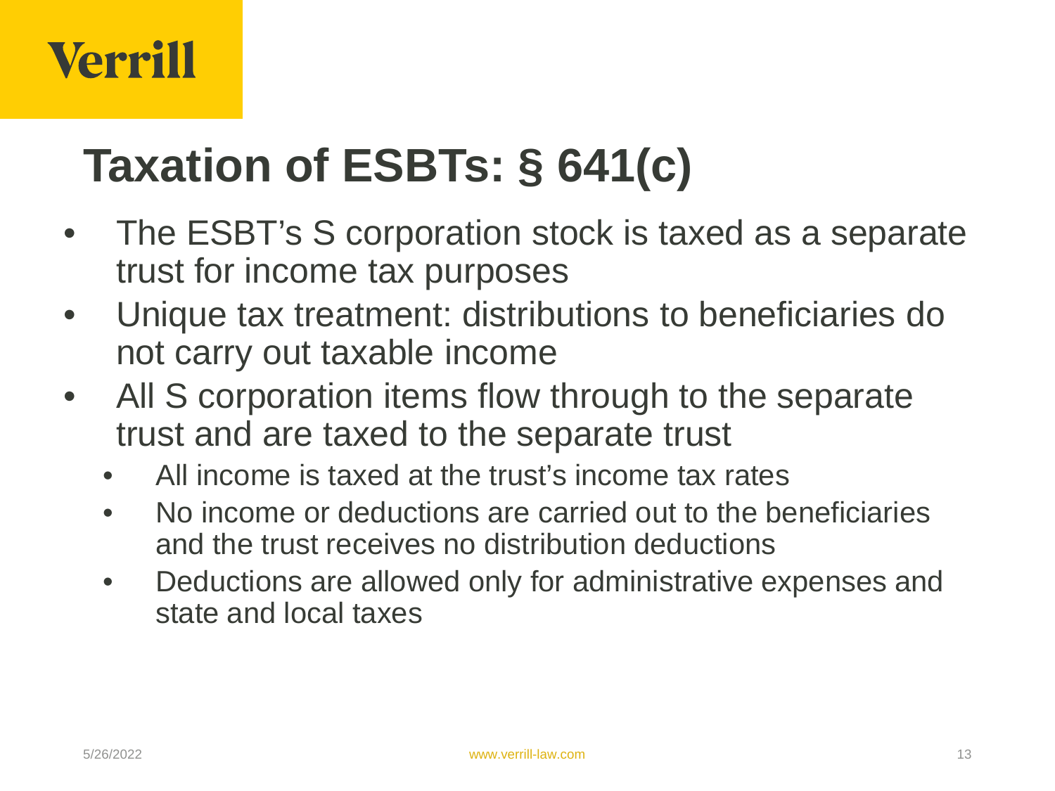# Taxation of ESBTs: § 641(c)

- The ESBT's S corporation stock is taxed as a separate trust for income tax purposes
- Unique tax treatment: distributions to beneficiaries do not carry out taxable income
- All S corporation items flow through to the separate trust and are taxed to the separate trust
  - All income is taxed at the trust's income tax rates
  - No income or deductions are carried out to the beneficiaries and the trust receives no distribution deductions
  - Deductions are allowed only for administrative expenses and state and local taxes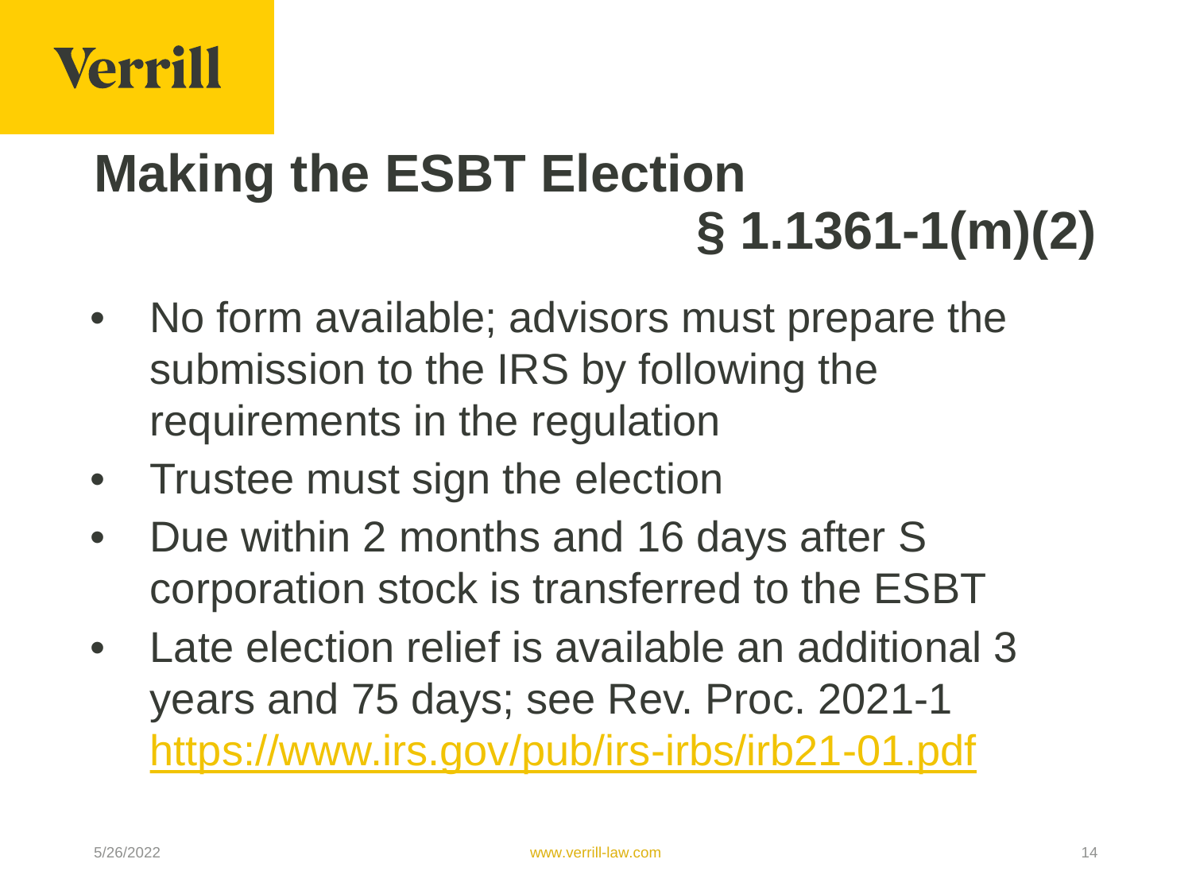# Making the ESBT Election § 1.1361-1(m)(2)

- No form available; advisors must prepare the submission to the IRS by following the requirements in the regulation
- Trustee must sign the election
- Due within 2 months and 16 days after S corporation stock is transferred to the ESBT
- Late election relief is available an additional 3 years and 75 days; see Rev. Proc. 2021-1 https://www.irs.gov/pub/irs-irbs/irb21-01.pdf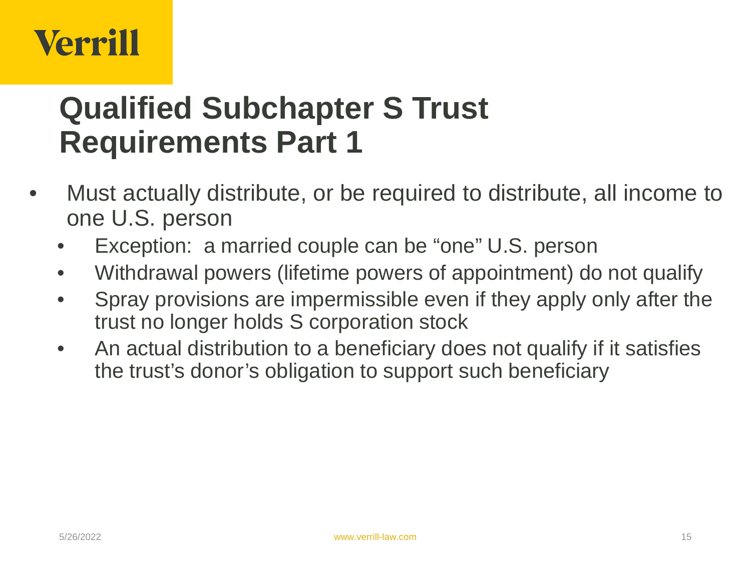# Qualified Subchapter S Trust Requirements Part 1

- Must actually distribute, or be required to distribute, all income to one U.S. person
  - Exception: a married couple can be "one" U.S. person
  - Withdrawal powers (lifetime powers of appointment) do not qualify
  - Spray provisions are impermissible even if they apply only after the trust no longer holds S corporation stock
  - An actual distribution to a beneficiary does not qualify if it satisfies the trust's donor's obligation to support such beneficiary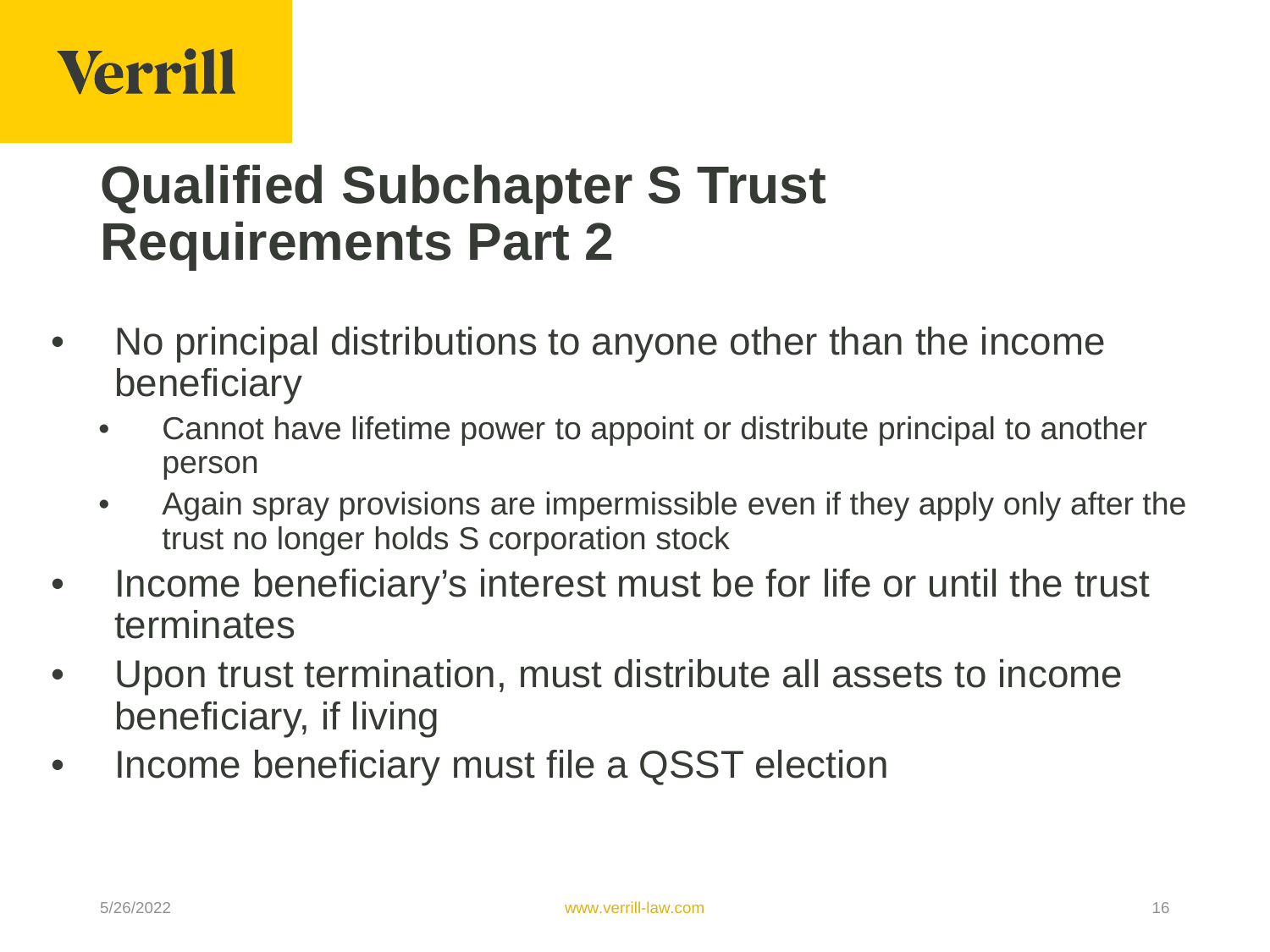# Qualified Subchapter S Trust Requirements Part 2

- No principal distributions to anyone other than the income beneficiary
  - Cannot have lifetime power to appoint or distribute principal to another person
  - Again spray provisions are impermissible even if they apply only after the trust no longer holds S corporation stock
- Income beneficiary's interest must be for life or until the trust terminates
- Upon trust termination, must distribute all assets to income beneficiary, if living
- Income beneficiary must file a QSST election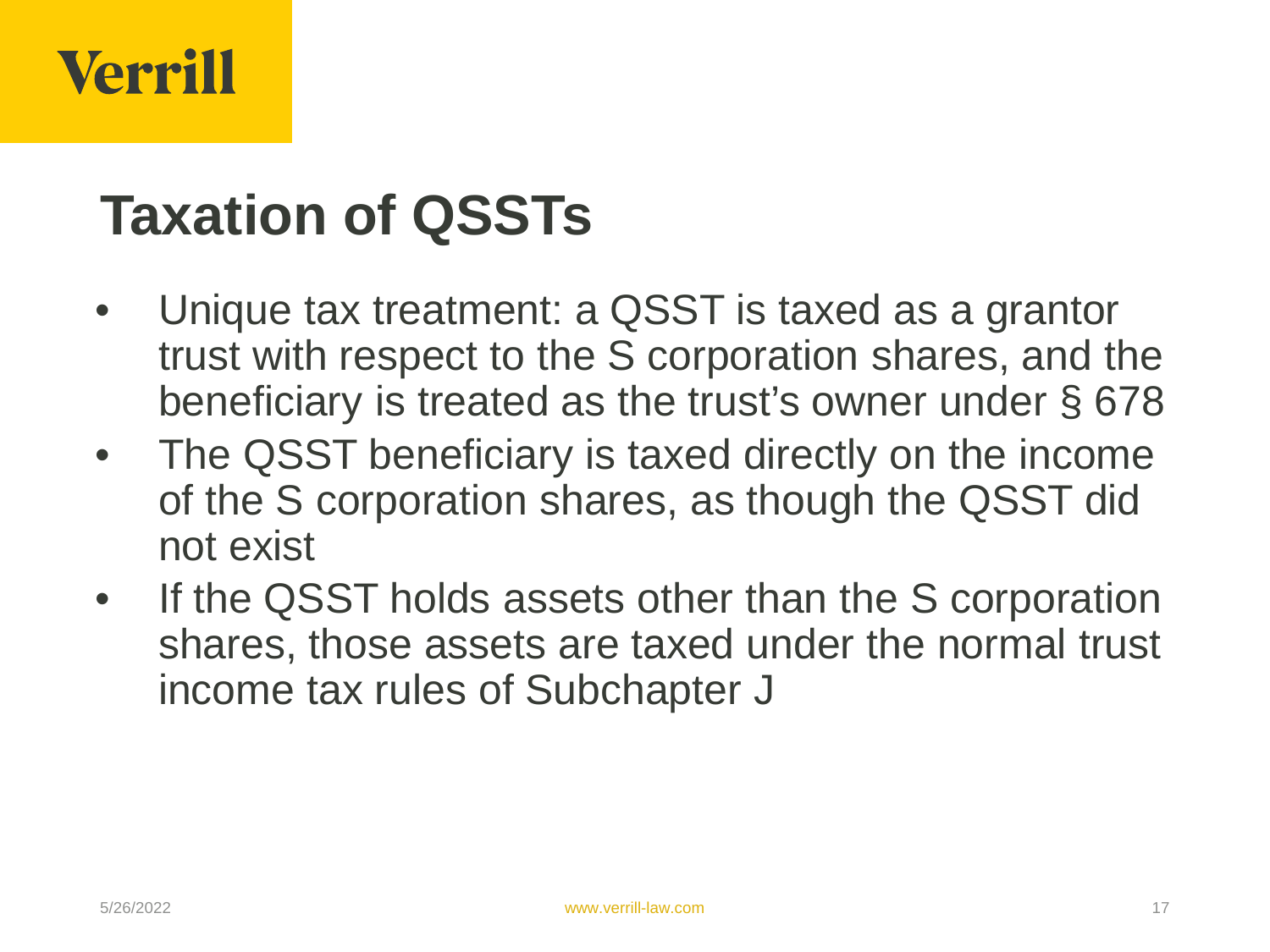# Taxation of QSSTs

- Unique tax treatment: a QSST is taxed as a grantor trust with respect to the S corporation shares, and the beneficiary is treated as the trust's owner under § 678
- The QSST beneficiary is taxed directly on the income of the S corporation shares, as though the QSST did not exist
- If the QSST holds assets other than the S corporation shares, those assets are taxed under the normal trust income tax rules of Subchapter J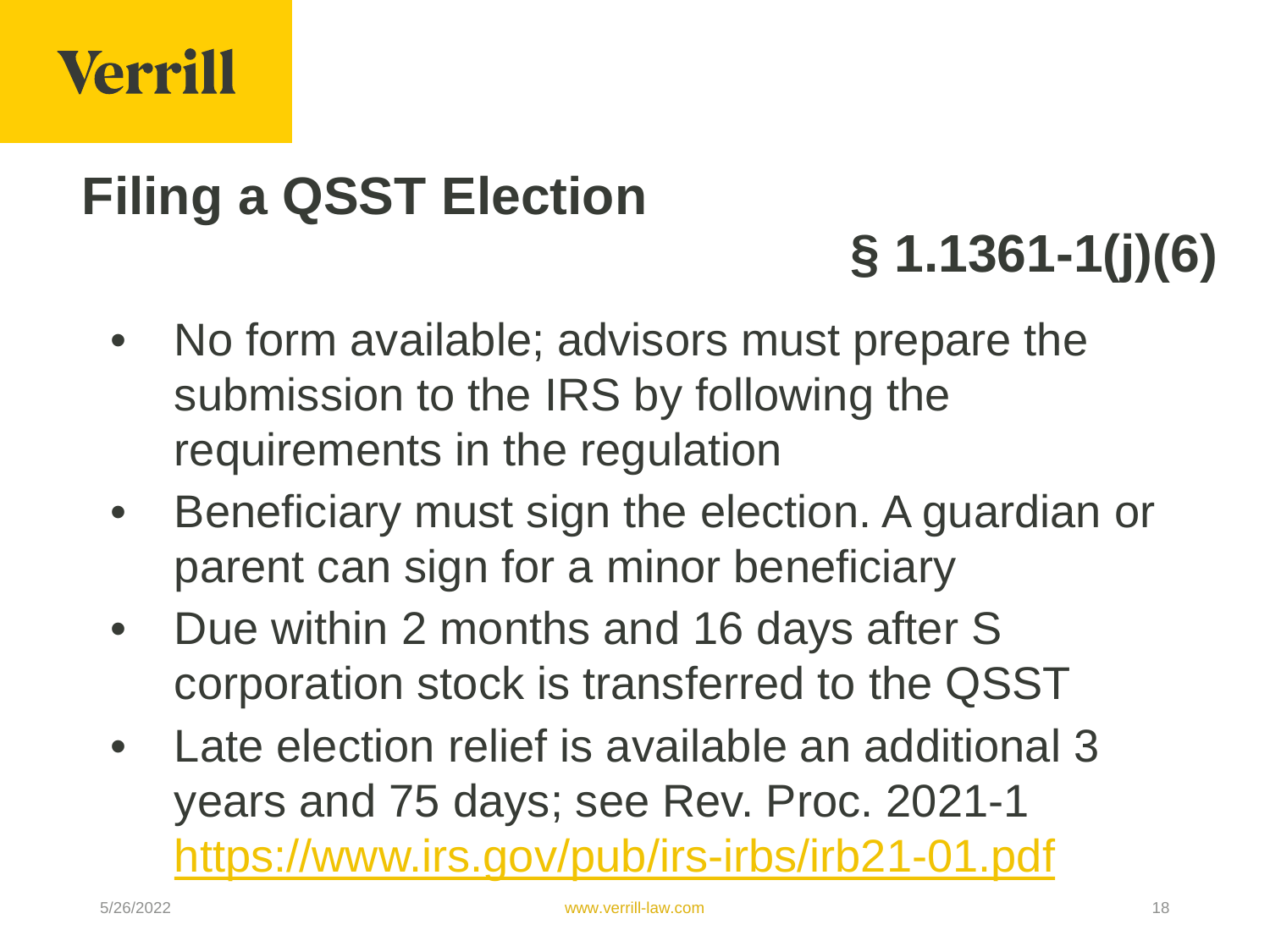# Filing a QSST Election

## § 1.1361-1(j)(6)

- No form available; advisors must prepare the submission to the IRS by following the requirements in the regulation
- Beneficiary must sign the election. A guardian or parent can sign for a minor beneficiary
- Due within 2 months and 16 days after S corporation stock is transferred to the QSST
- Late election relief is available an additional 3 years and 75 days; see Rev. Proc. 2021-1 https://www.irs.gov/pub/irs-irbs/irb21-01.pdf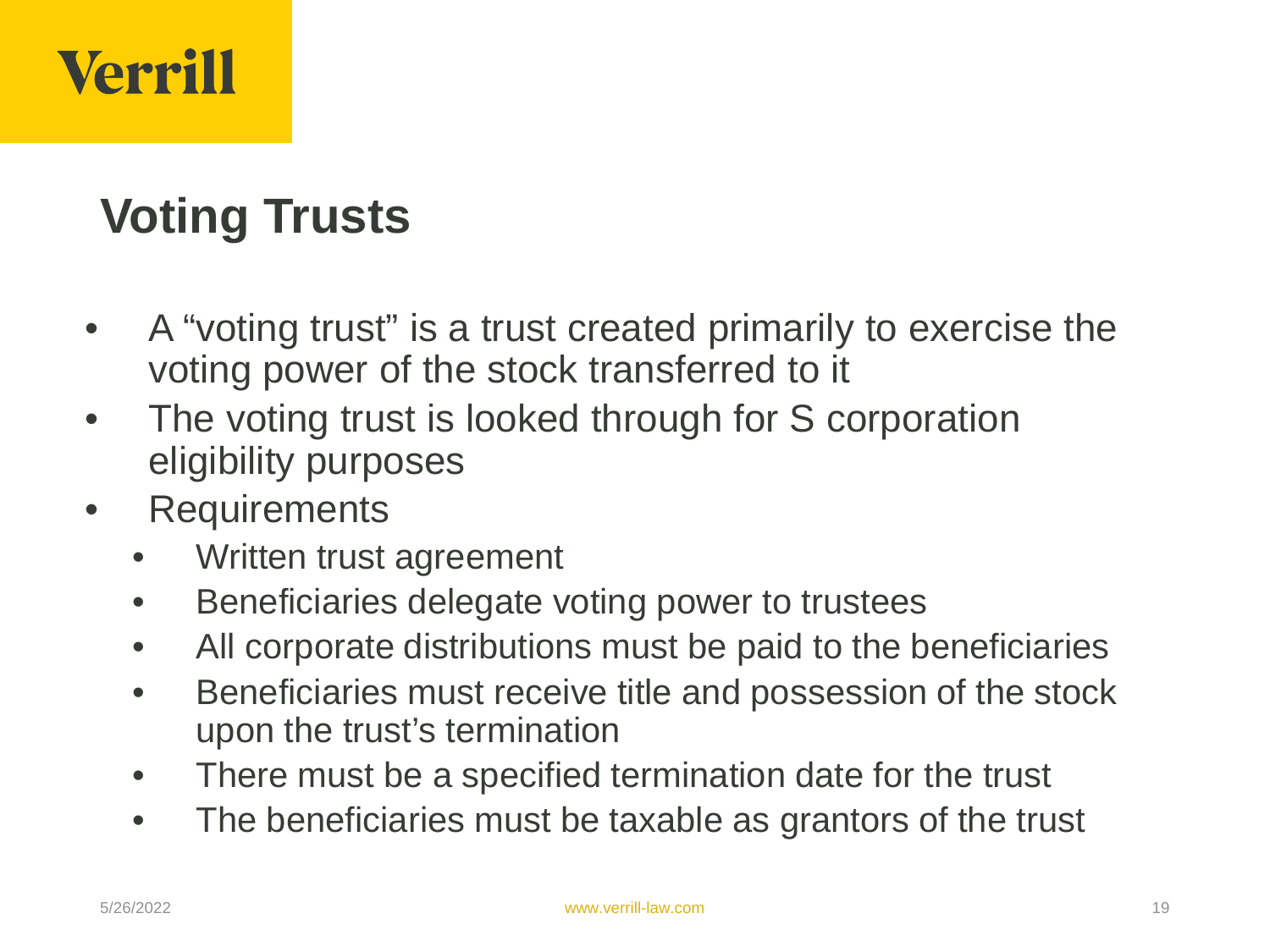## Voting Trusts

- A “voting trust” is a trust created primarily to exercise the voting power of the stock transferred to it
- The voting trust is looked through for S corporation eligibility purposes
- Requirements
  - Written trust agreement
  - Beneficiaries delegate voting power to trustees
  - All corporate distributions must be paid to the beneficiaries
  - Beneficiaries must receive title and possession of the stock upon the trust’s termination
  - There must be a specified termination date for the trust
  - The beneficiaries must be taxable as grantors of the trust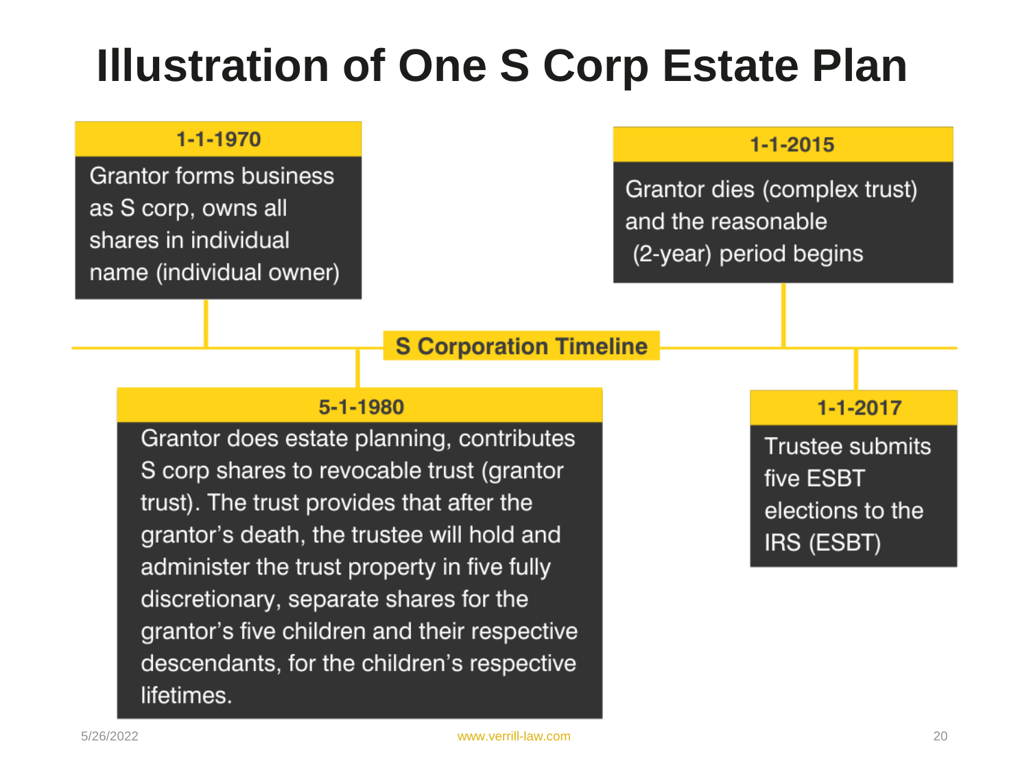# Illustration of One S Corp Estate Plan

## S Corporation Timeline

**1-1-1970**

Grantor forms business as S corp, owns all shares in individual name (individual owner)

**5-1-1980**

Grantor does estate planning, contributes S corp shares to revocable trust (grantor trust). The trust provides that after the grantor's death, the trustee will hold and administer the trust property in five fully discretionary, separate shares for the grantor's five children and their respective descendants, for the children's respective lifetimes.

**1-1-2015**

Grantor dies (complex trust) and the reasonable (2-year) period begins

**1-1-2017**

Trustee submits five ESBT elections to the IRS (ESBT)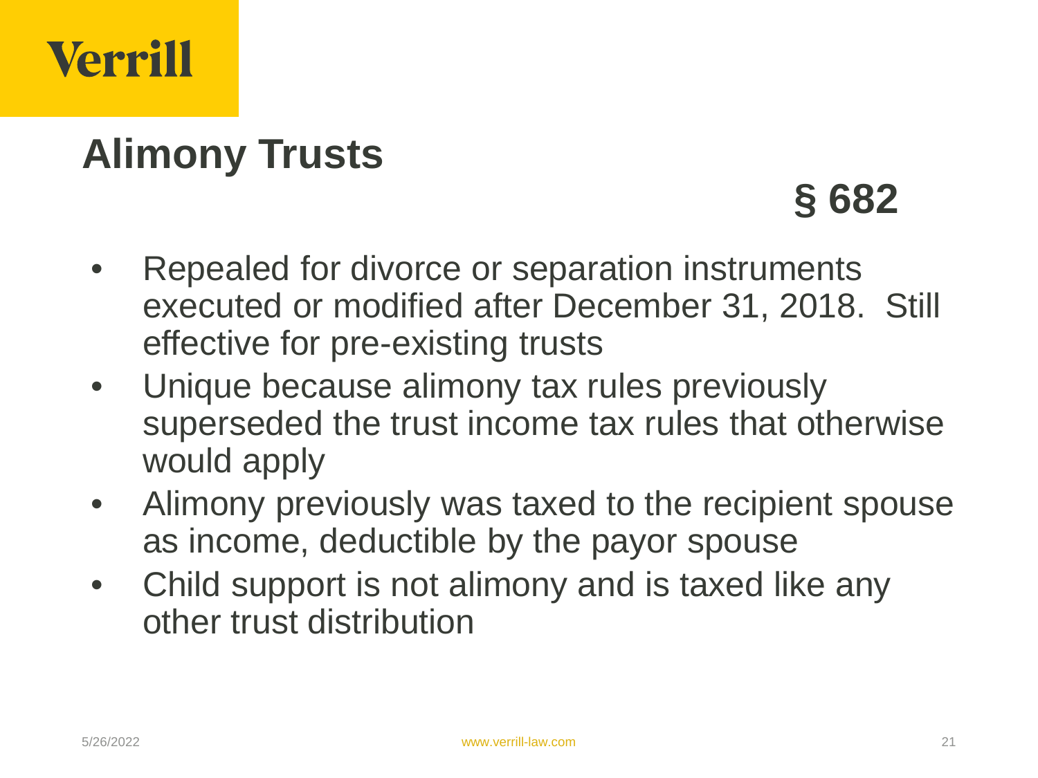# Alimony Trusts

## § 682

- Repealed for divorce or separation instruments executed or modified after December 31, 2018. Still effective for pre-existing trusts
- Unique because alimony tax rules previously superseded the trust income tax rules that otherwise would apply
- Alimony previously was taxed to the recipient spouse as income, deductible by the payor spouse
- Child support is not alimony and is taxed like any other trust distribution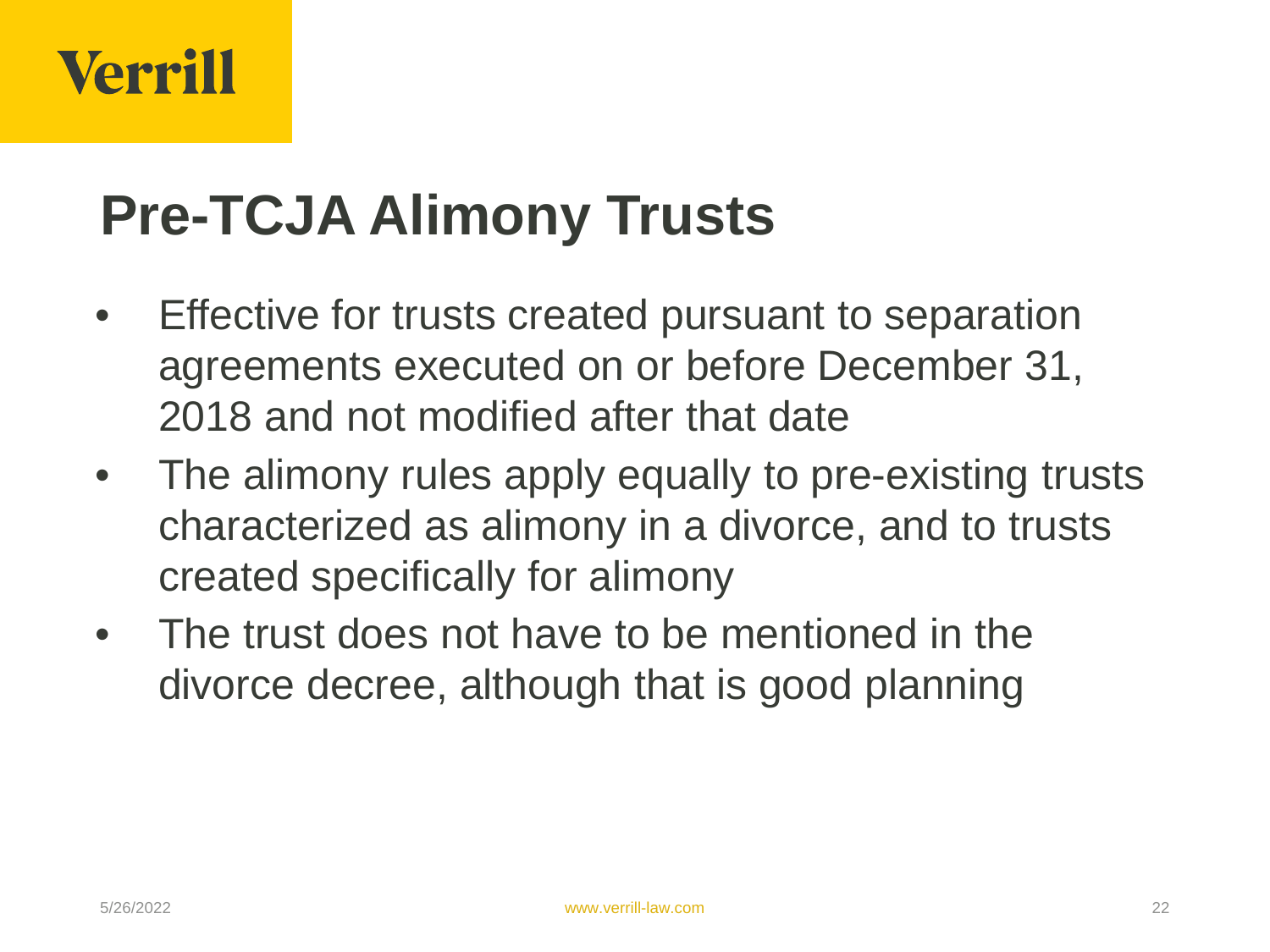# Pre-TCJA Alimony Trusts

- Effective for trusts created pursuant to separation agreements executed on or before December 31, 2018 and not modified after that date
- The alimony rules apply equally to pre-existing trusts characterized as alimony in a divorce, and to trusts created specifically for alimony
- The trust does not have to be mentioned in the divorce decree, although that is good planning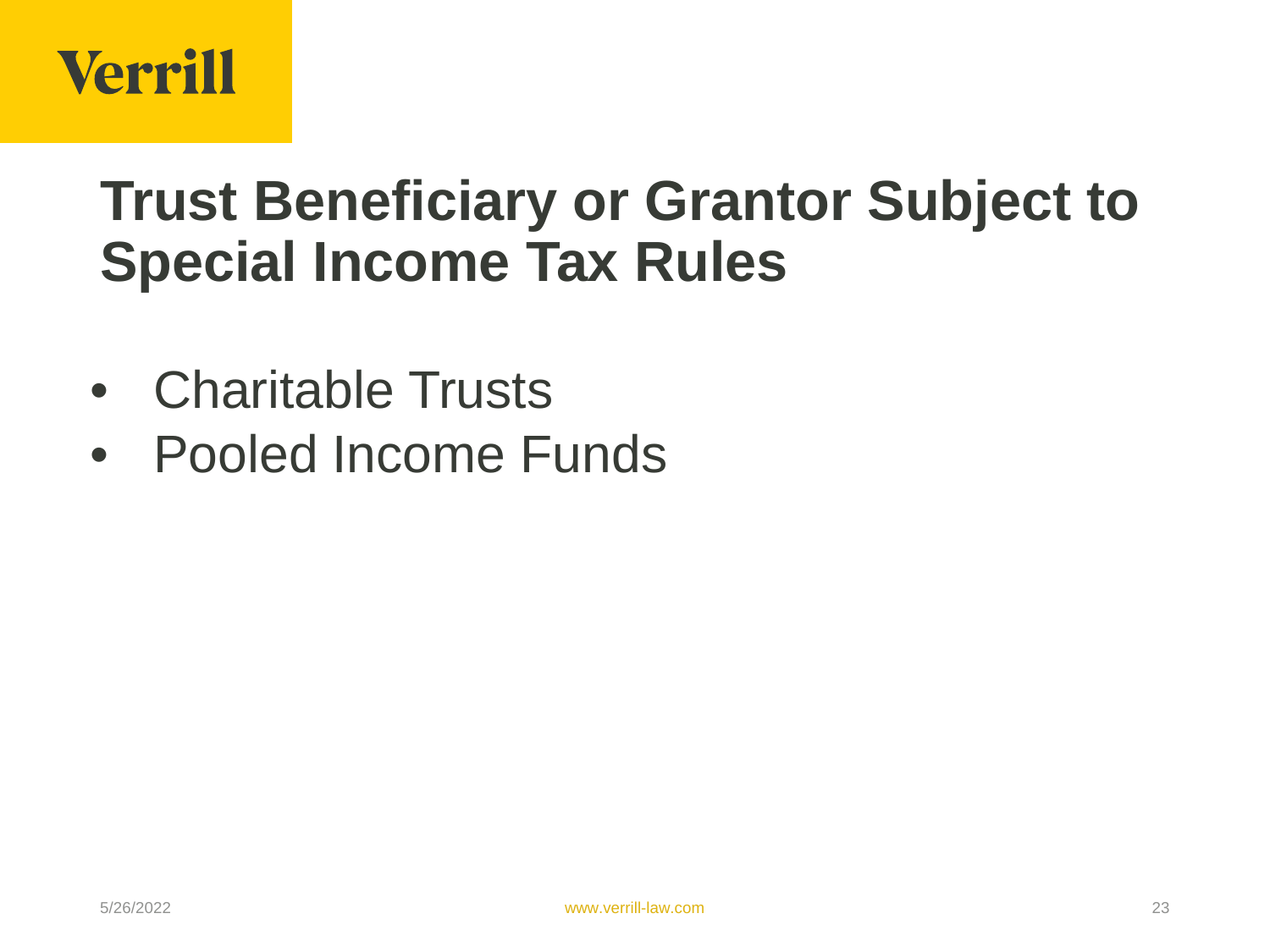# Trust Beneficiary or Grantor Subject to Special Income Tax Rules

- Charitable Trusts
- Pooled Income Funds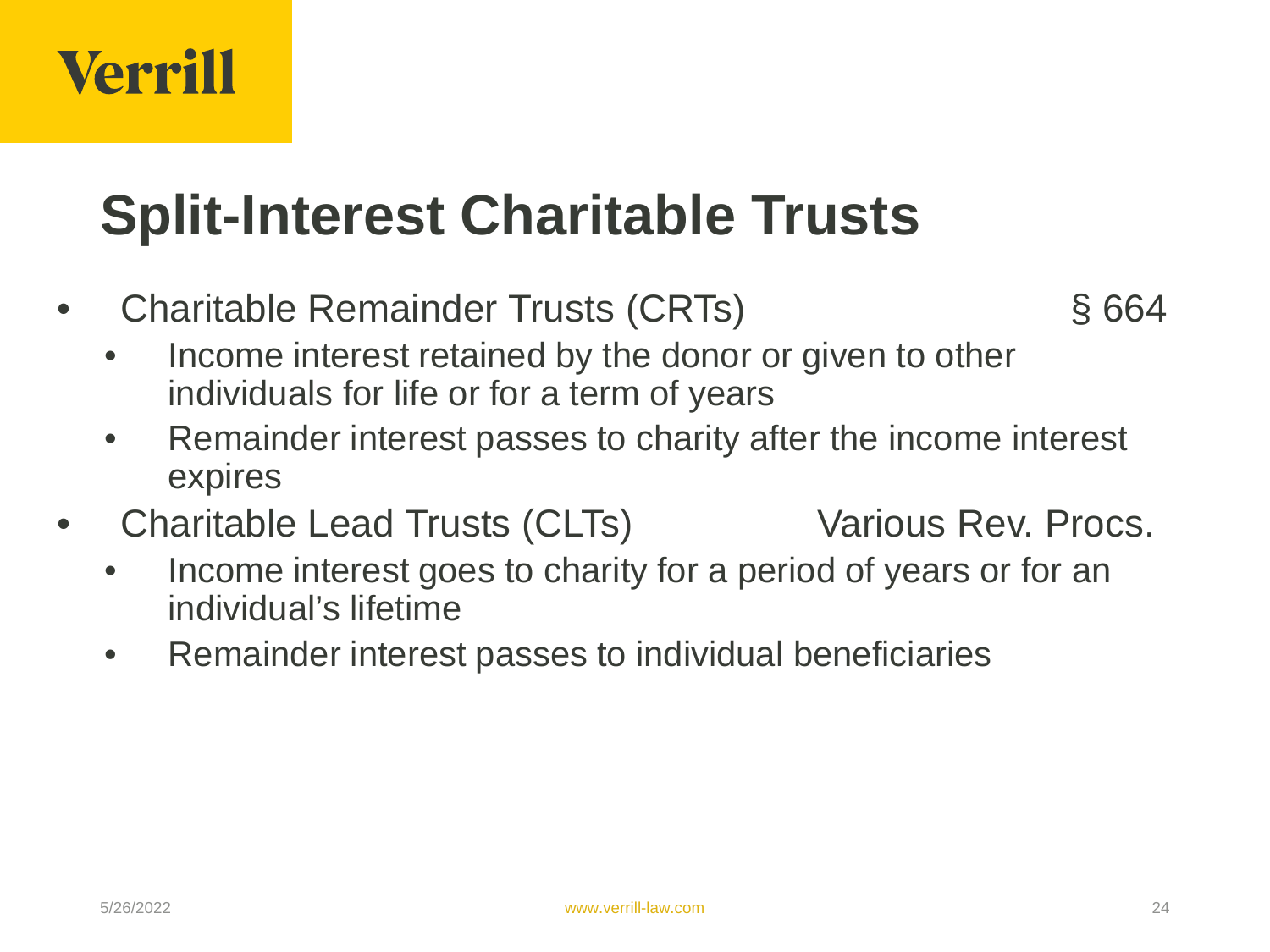# Split-Interest Charitable Trusts

- Charitable Remainder Trusts (CRTs) § 664
  - Income interest retained by the donor or given to other individuals for life or for a term of years
  - Remainder interest passes to charity after the income interest expires
- Charitable Lead Trusts (CLTs) Various Rev. Procs.
  - Income interest goes to charity for a period of years or for an individual's lifetime
  - Remainder interest passes to individual beneficiaries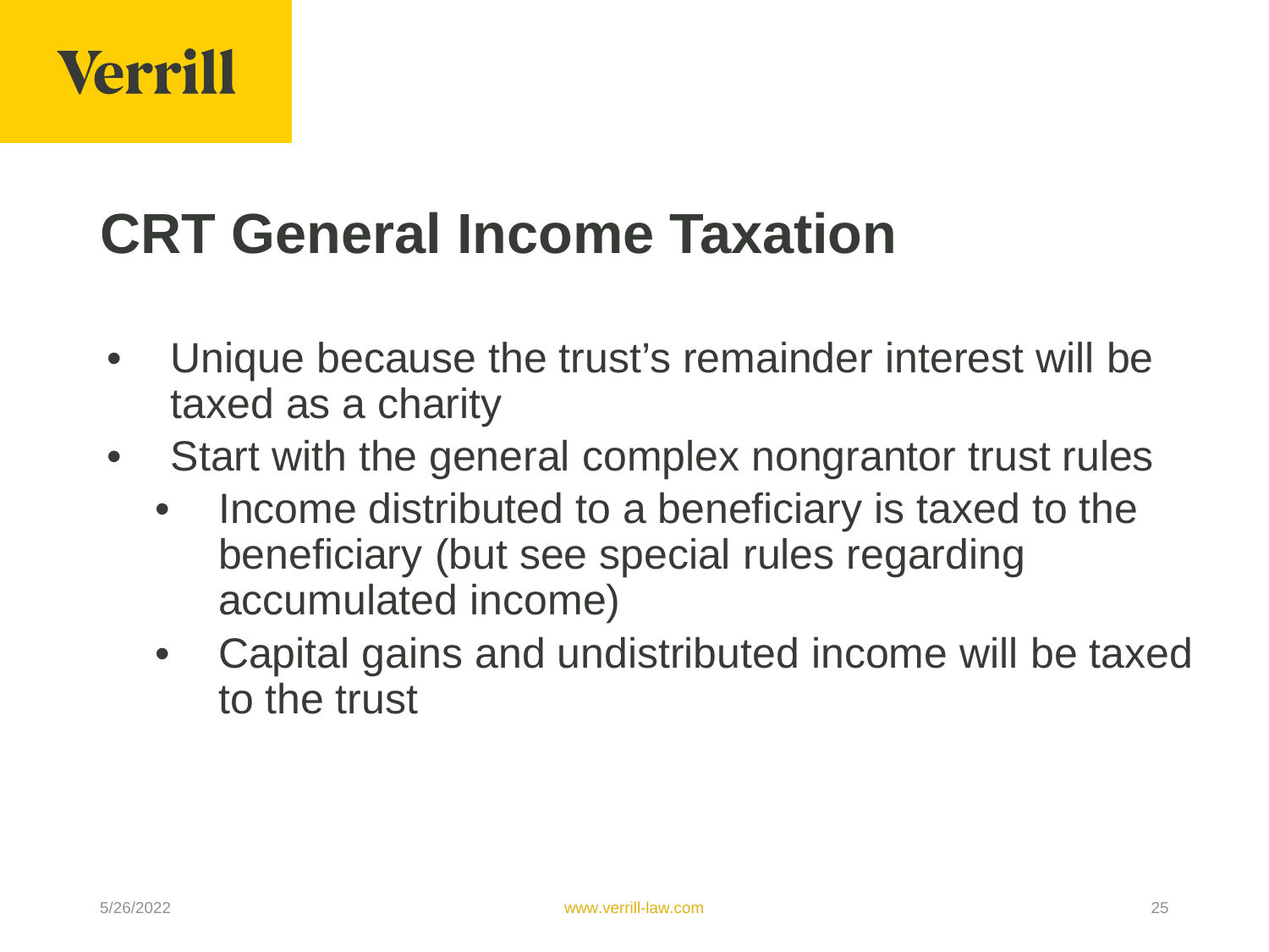# CRT General Income Taxation

- Unique because the trust's remainder interest will be taxed as a charity
- Start with the general complex nongrantor trust rules
  - Income distributed to a beneficiary is taxed to the beneficiary (but see special rules regarding accumulated income)
  - Capital gains and undistributed income will be taxed to the trust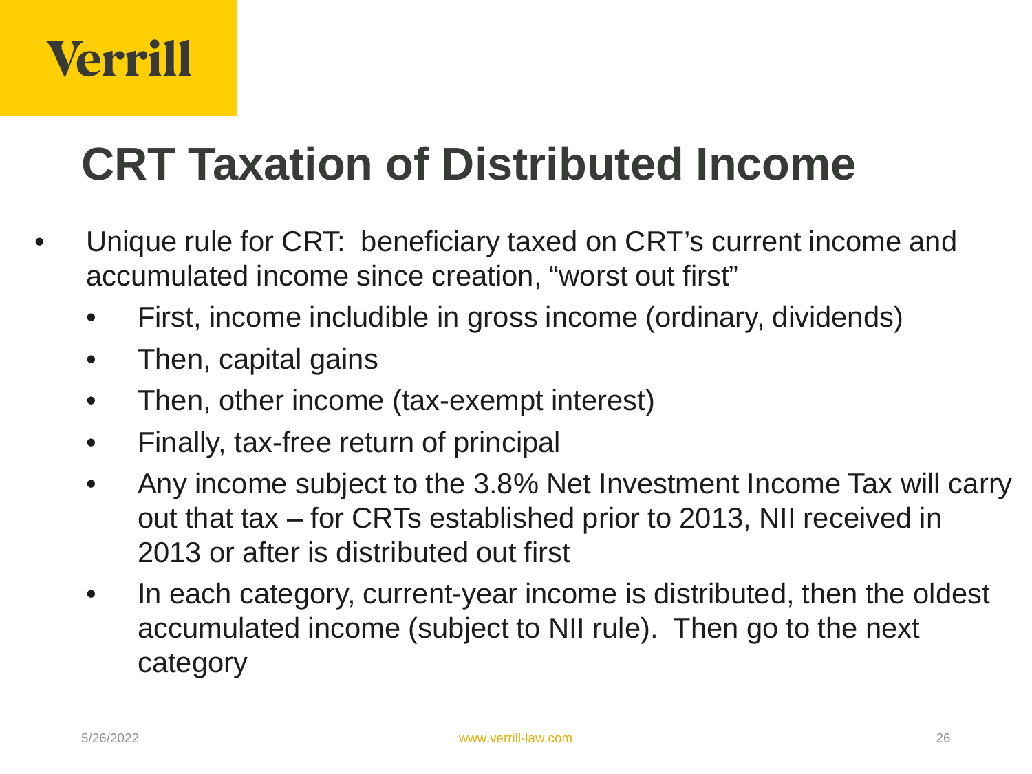# CRT Taxation of Distributed Income

- Unique rule for CRT: beneficiary taxed on CRT's current income and accumulated income since creation, "worst out first"
  - First, income includible in gross income (ordinary, dividends)
  - Then, capital gains
  - Then, other income (tax-exempt interest)
  - Finally, tax-free return of principal
  - Any income subject to the 3.8% Net Investment Income Tax will carry out that tax – for CRTs established prior to 2013, NII received in 2013 or after is distributed out first
  - In each category, current-year income is distributed, then the oldest accumulated income (subject to NII rule). Then go to the next category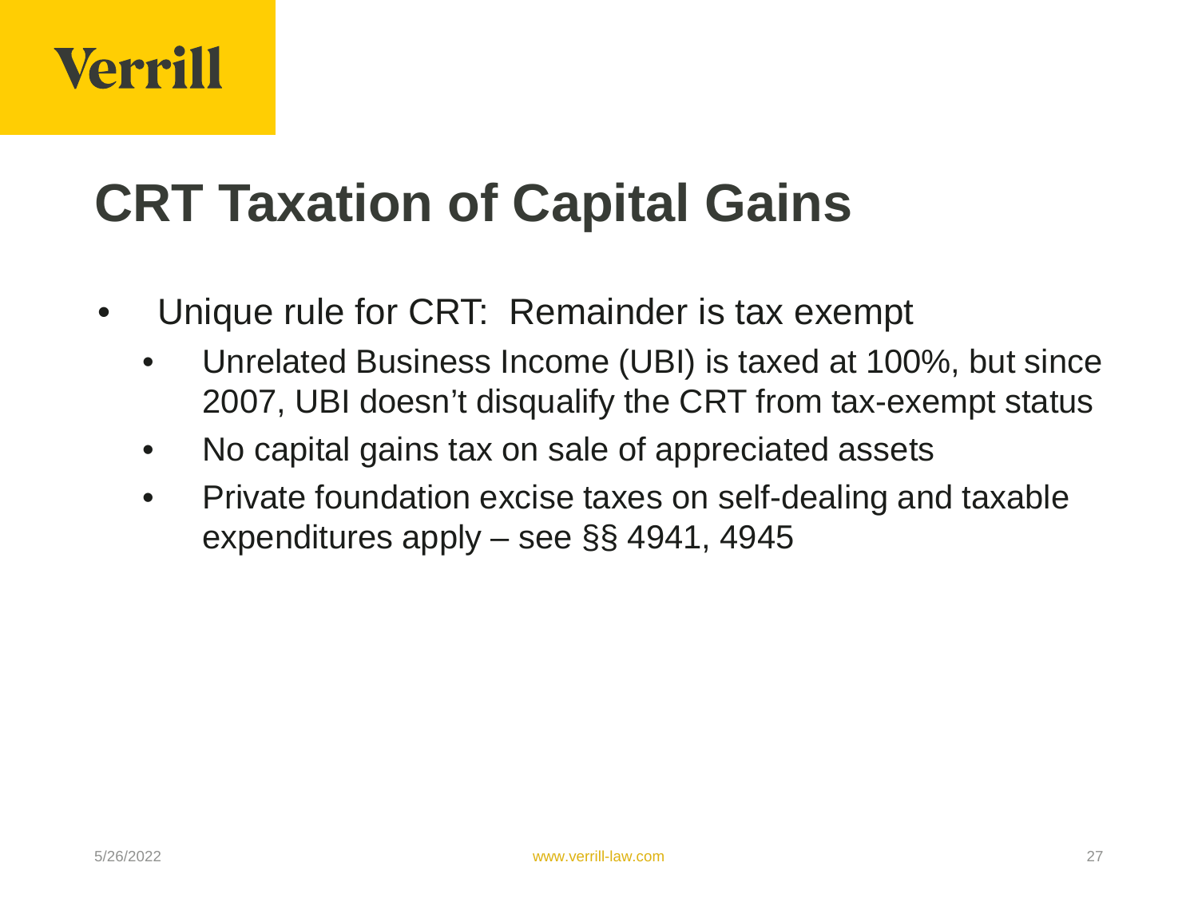# CRT Taxation of Capital Gains

- Unique rule for CRT: Remainder is tax exempt
  - Unrelated Business Income (UBI) is taxed at 100%, but since 2007, UBI doesn't disqualify the CRT from tax-exempt status
  - No capital gains tax on sale of appreciated assets
  - Private foundation excise taxes on self-dealing and taxable expenditures apply – see §§ 4941, 4945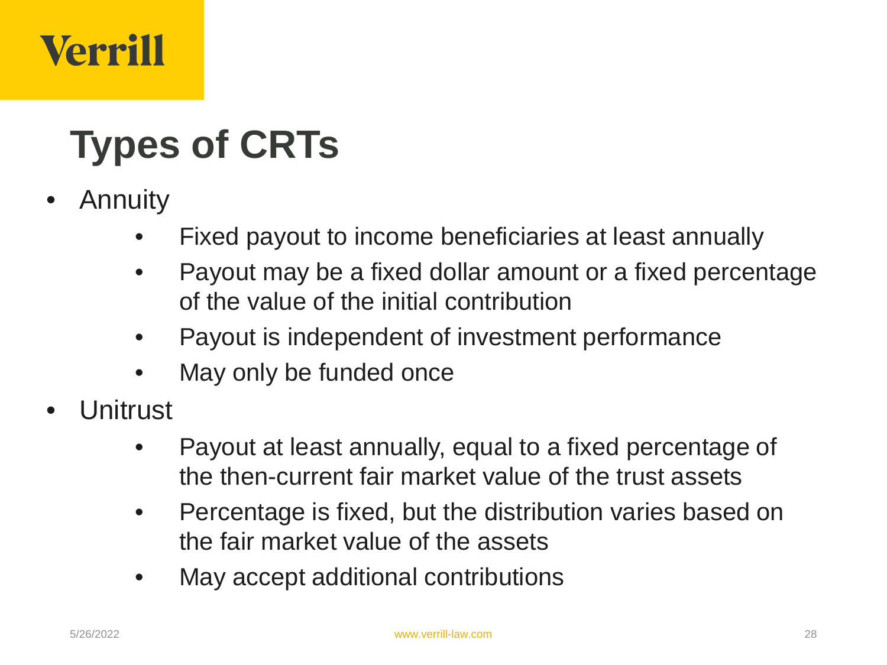# Types of CRTs

- Annuity
  - Fixed payout to income beneficiaries at least annually
  - Payout may be a fixed dollar amount or a fixed percentage of the value of the initial contribution
  - Payout is independent of investment performance
  - May only be funded once
- Unitrust
  - Payout at least annually, equal to a fixed percentage of the then-current fair market value of the trust assets
  - Percentage is fixed, but the distribution varies based on the fair market value of the assets
  - May accept additional contributions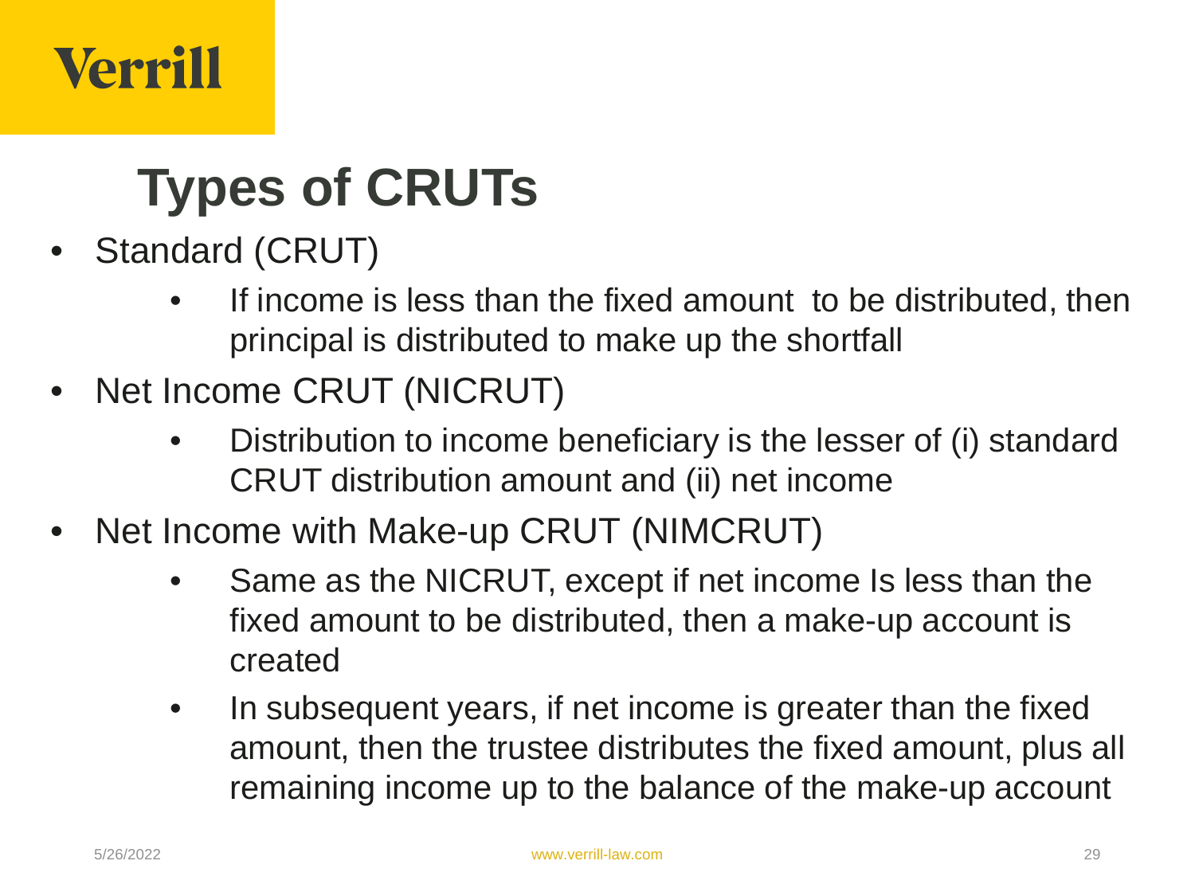# Types of CRUTs

- Standard (CRUT)
  - If income is less than the fixed amount to be distributed, then principal is distributed to make up the shortfall
- Net Income CRUT (NICRUT)
  - Distribution to income beneficiary is the lesser of (i) standard CRUT distribution amount and (ii) net income
- Net Income with Make-up CRUT (NIMCRUT)
  - Same as the NICRUT, except if net income Is less than the fixed amount to be distributed, then a make-up account is created
  - In subsequent years, if net income is greater than the fixed amount, then the trustee distributes the fixed amount, plus all remaining income up to the balance of the make-up account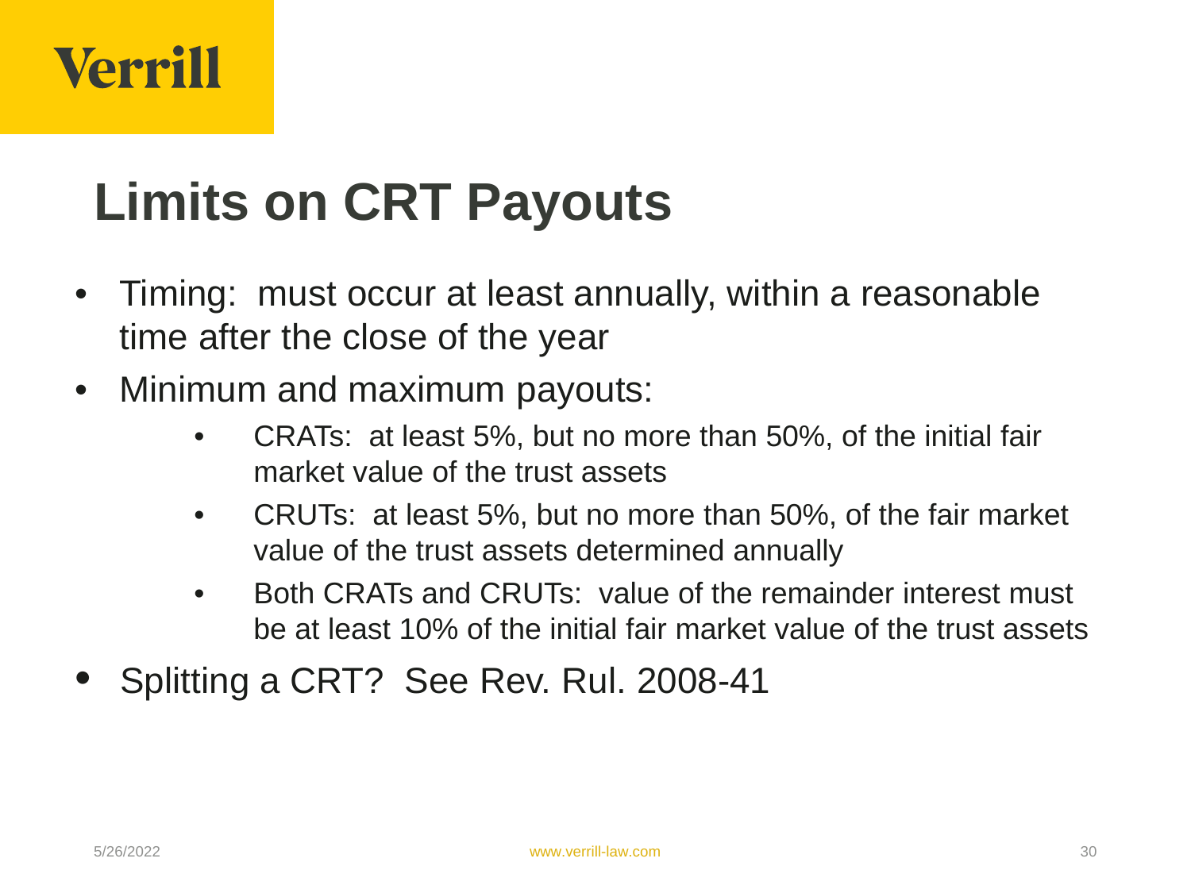# Limits on CRT Payouts

- Timing: must occur at least annually, within a reasonable time after the close of the year
- Minimum and maximum payouts:
  - CRATs: at least 5%, but no more than 50%, of the initial fair market value of the trust assets
  - CRUTs: at least 5%, but no more than 50%, of the fair market value of the trust assets determined annually
  - Both CRATs and CRUTs: value of the remainder interest must be at least 10% of the initial fair market value of the trust assets
- Splitting a CRT? See Rev. Rul. 2008-41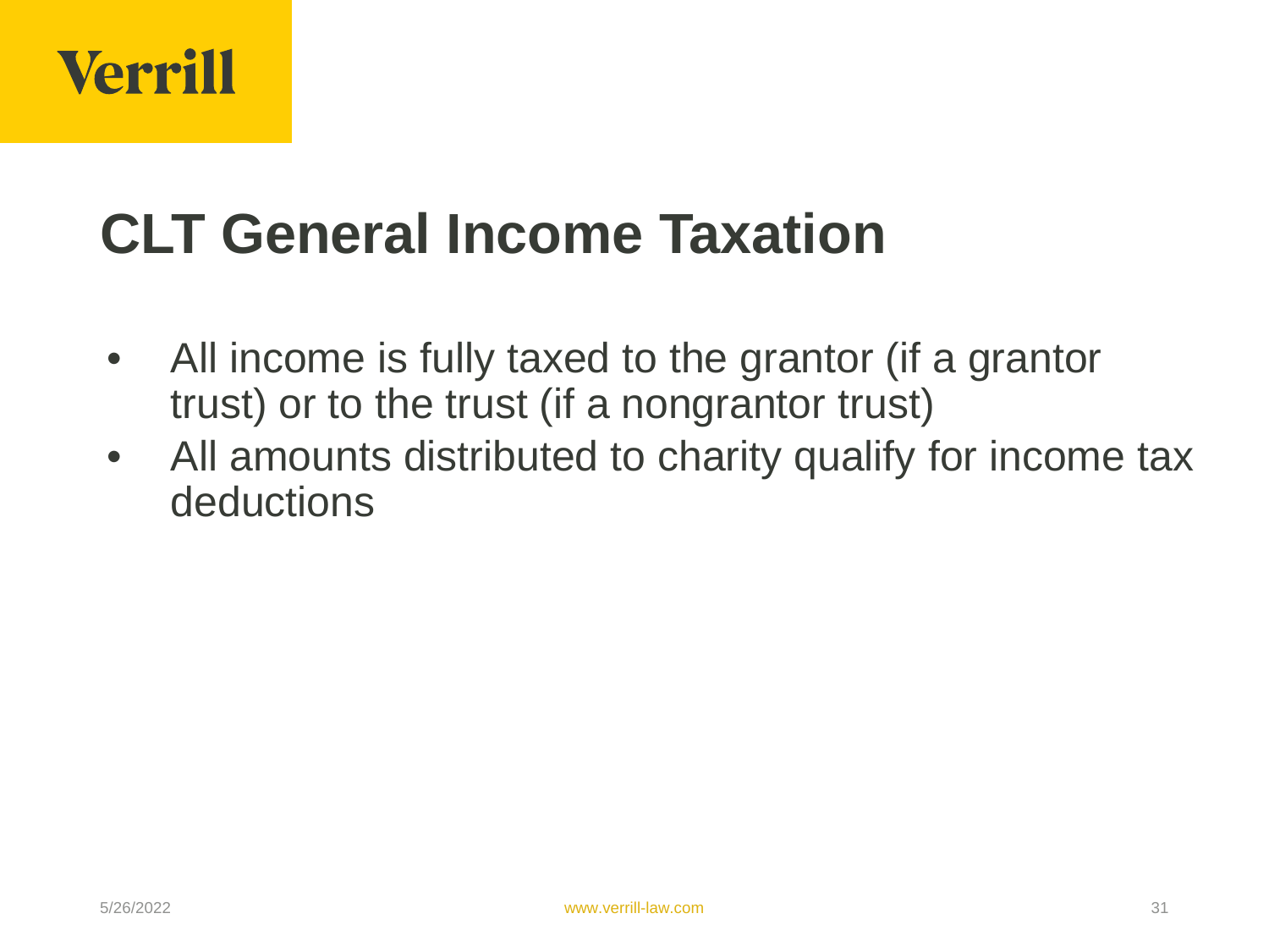# CLT General Income Taxation

- All income is fully taxed to the grantor (if a grantor trust) or to the trust (if a nongrantor trust)
- All amounts distributed to charity qualify for income tax deductions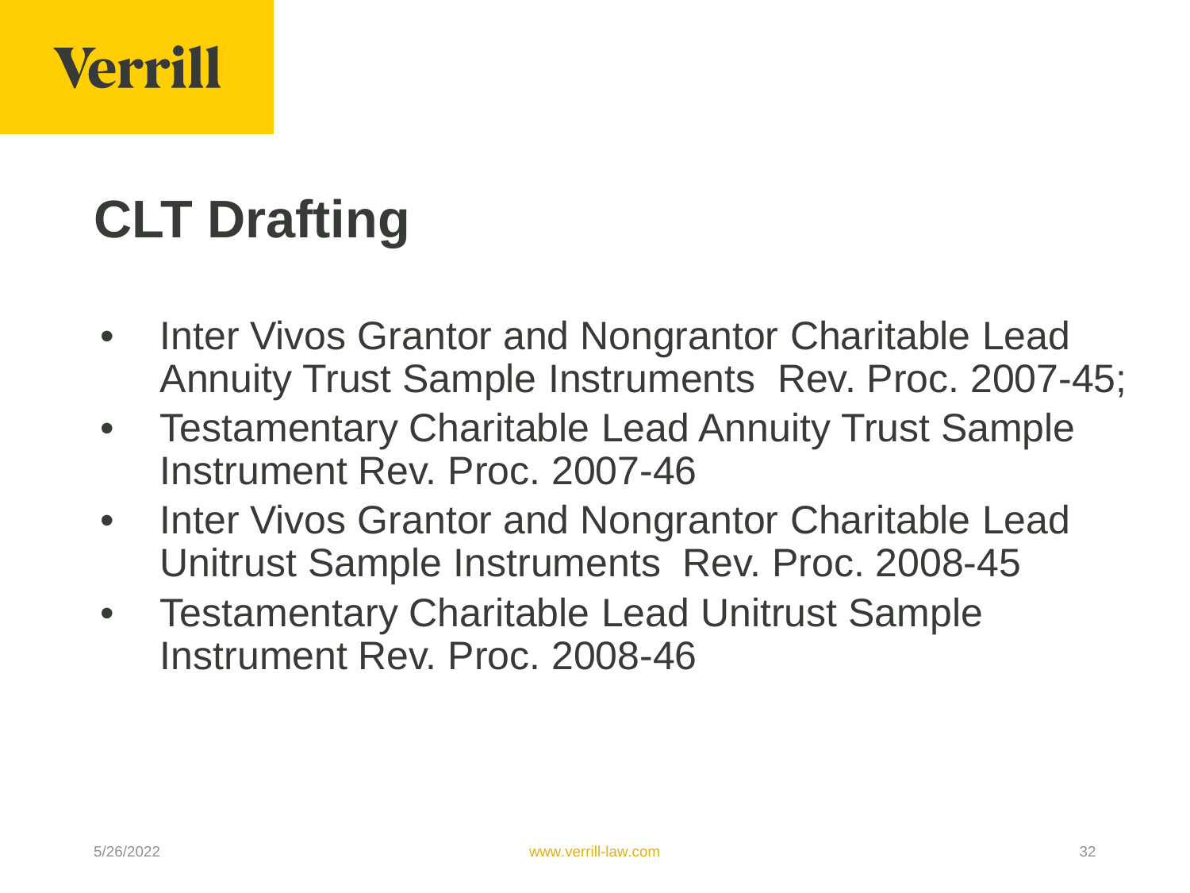# CLT Drafting

- Inter Vivos Grantor and Nongrantor Charitable Lead Annuity Trust Sample Instruments  Rev. Proc. 2007-45;
- Testamentary Charitable Lead Annuity Trust Sample Instrument Rev. Proc. 2007-46
- Inter Vivos Grantor and Nongrantor Charitable Lead Unitrust Sample Instruments  Rev. Proc. 2008-45
- Testamentary Charitable Lead Unitrust Sample Instrument Rev. Proc. 2008-46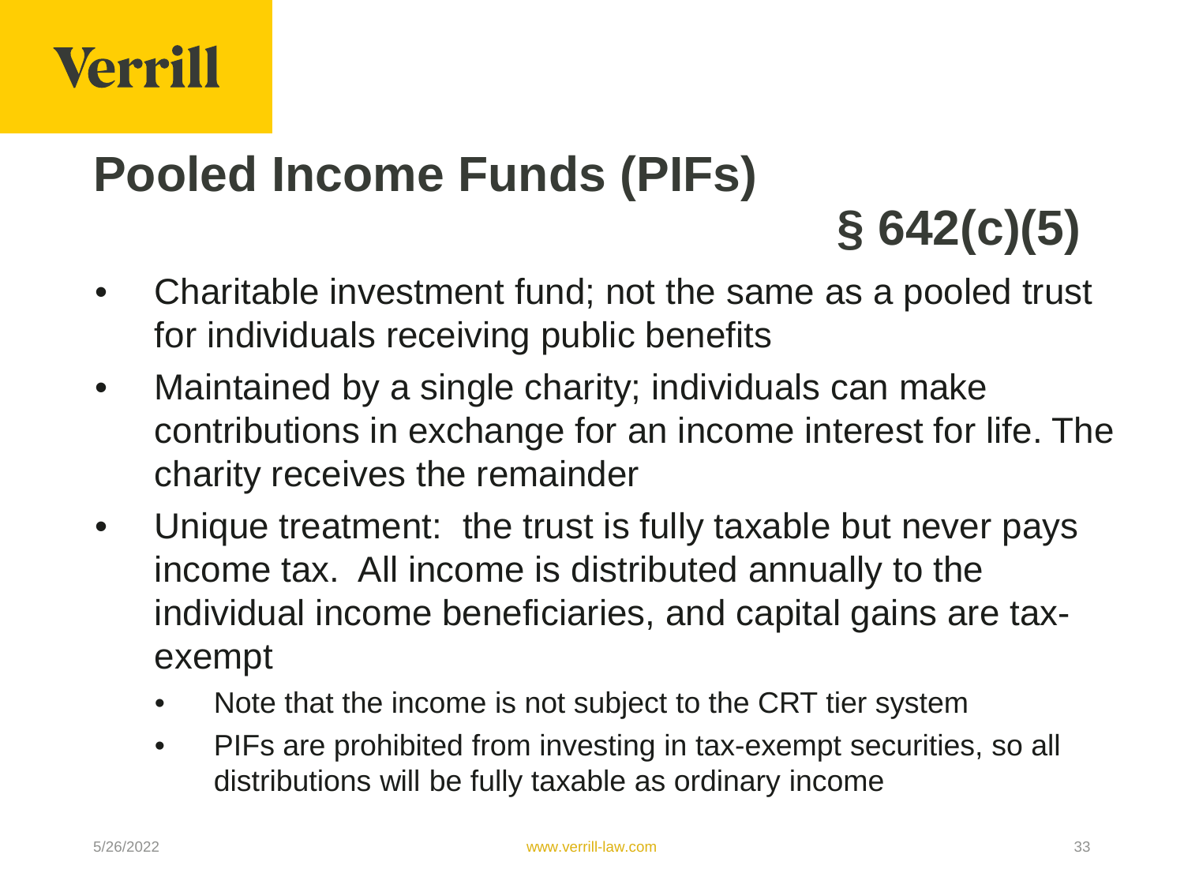# Pooled Income Funds (PIFs)

## § 642(c)(5)

- Charitable investment fund; not the same as a pooled trust for individuals receiving public benefits
- Maintained by a single charity; individuals can make contributions in exchange for an income interest for life. The charity receives the remainder
- Unique treatment: the trust is fully taxable but never pays income tax. All income is distributed annually to the individual income beneficiaries, and capital gains are tax-exempt
  - Note that the income is not subject to the CRT tier system
  - PIFs are prohibited from investing in tax-exempt securities, so all distributions will be fully taxable as ordinary income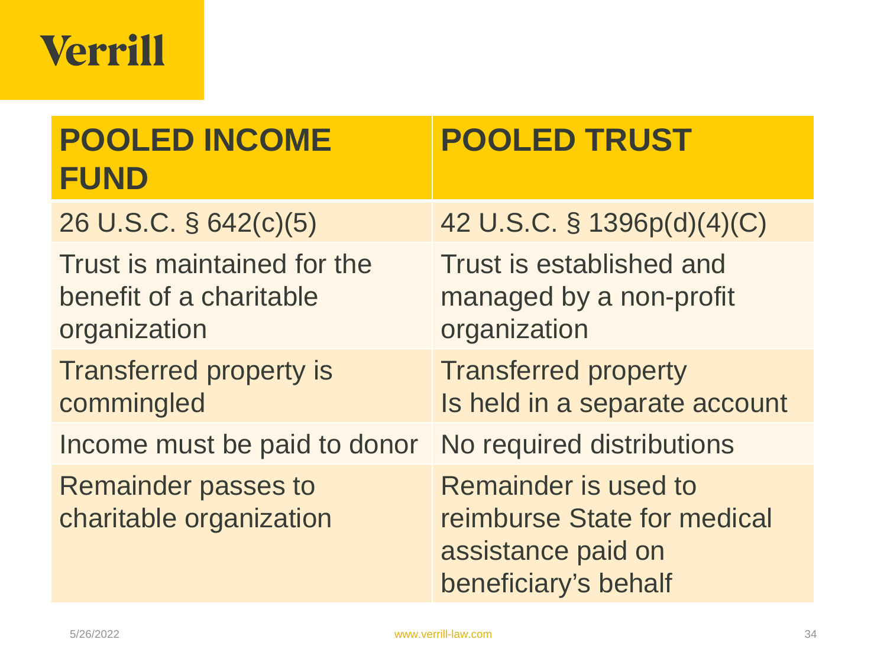| POOLED INCOME FUND | POOLED TRUST |
|---|---|
| 26 U.S.C. § 642(c)(5) | 42 U.S.C. § 1396p(d)(4)(C) |
| Trust is maintained for the benefit of a charitable organization | Trust is established and managed by a non-profit organization |
| Transferred property is commingled | Transferred property Is held in a separate account |
| Income must be paid to donor | No required distributions |
| Remainder passes to charitable organization | Remainder is used to reimburse State for medical assistance paid on beneficiary's behalf |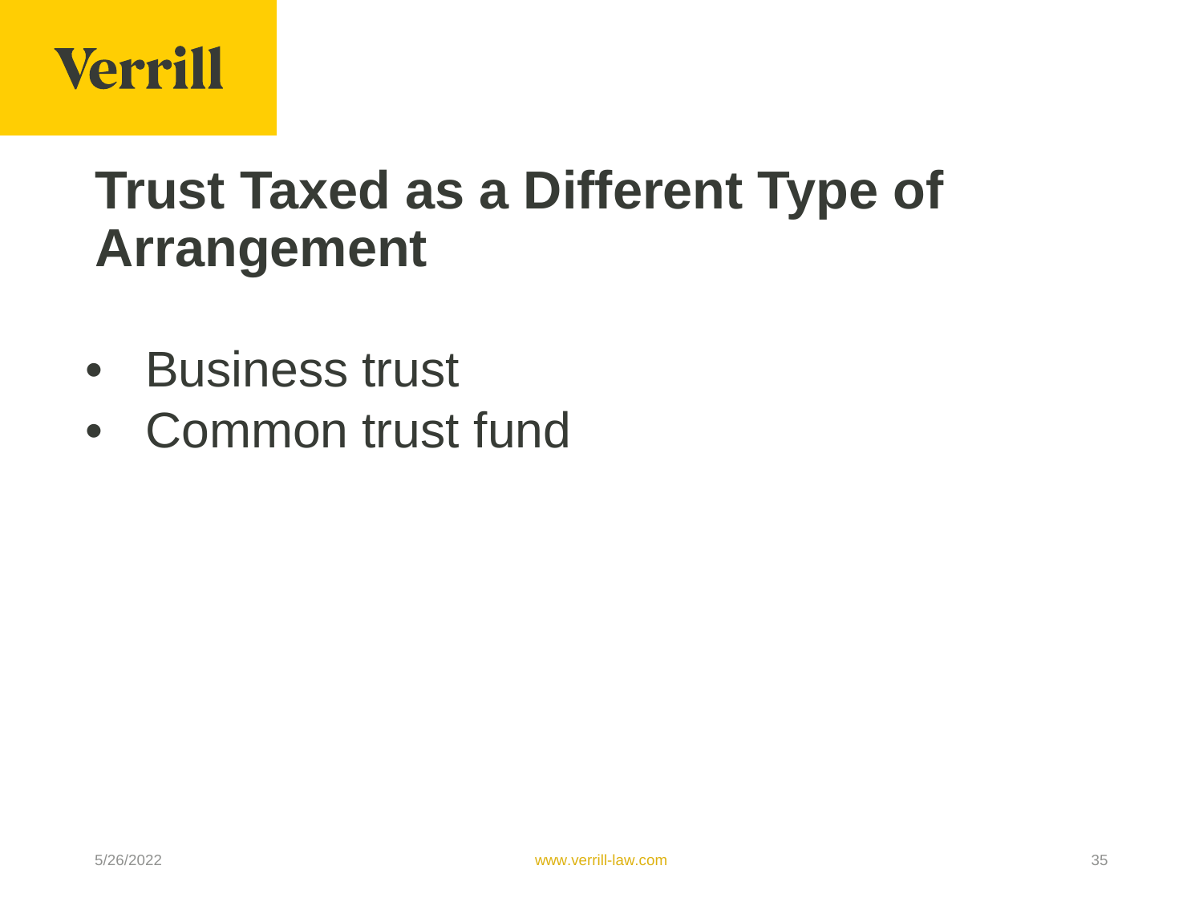# Trust Taxed as a Different Type of Arrangement

- Business trust
- Common trust fund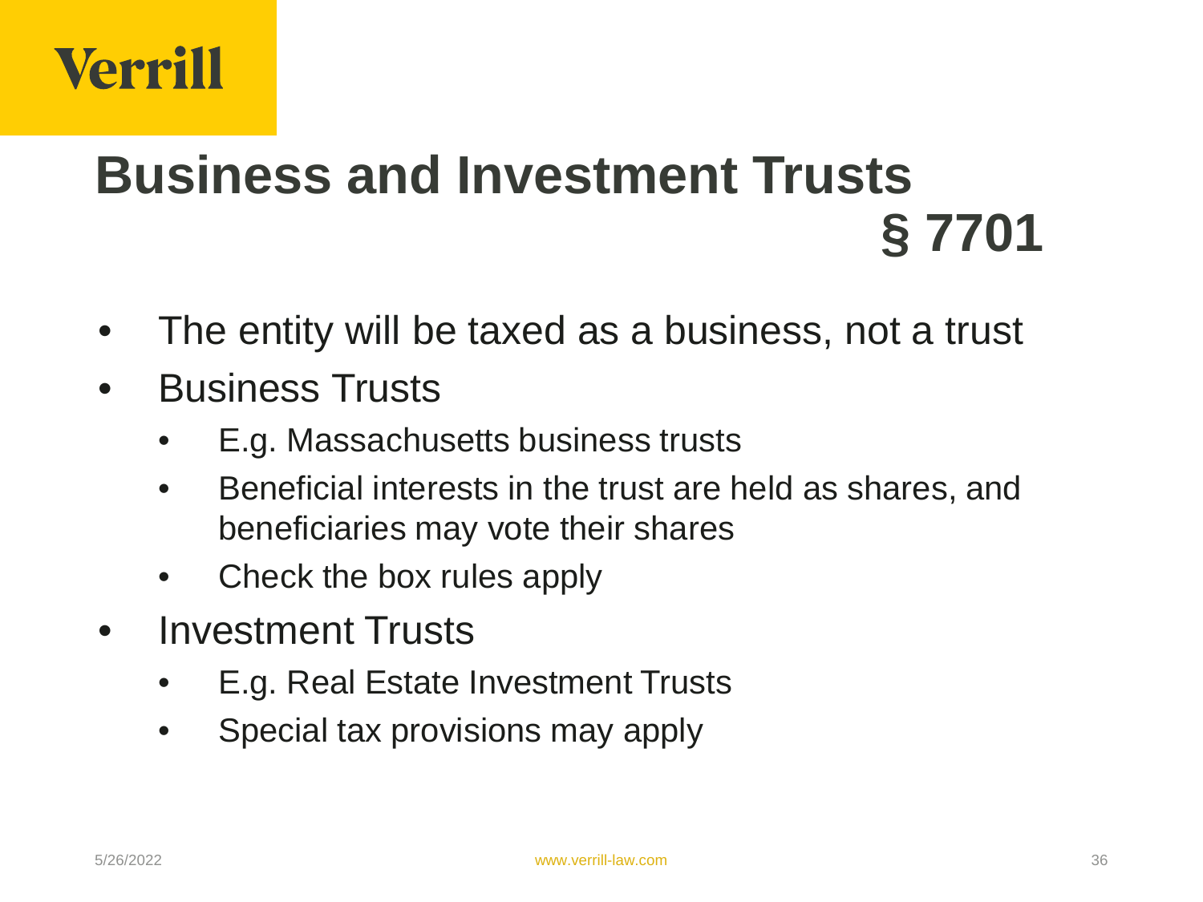# Business and Investment Trusts § 7701

- The entity will be taxed as a business, not a trust
- Business Trusts
  - E.g. Massachusetts business trusts
  - Beneficial interests in the trust are held as shares, and beneficiaries may vote their shares
  - Check the box rules apply
- Investment Trusts
  - E.g. Real Estate Investment Trusts
  - Special tax provisions may apply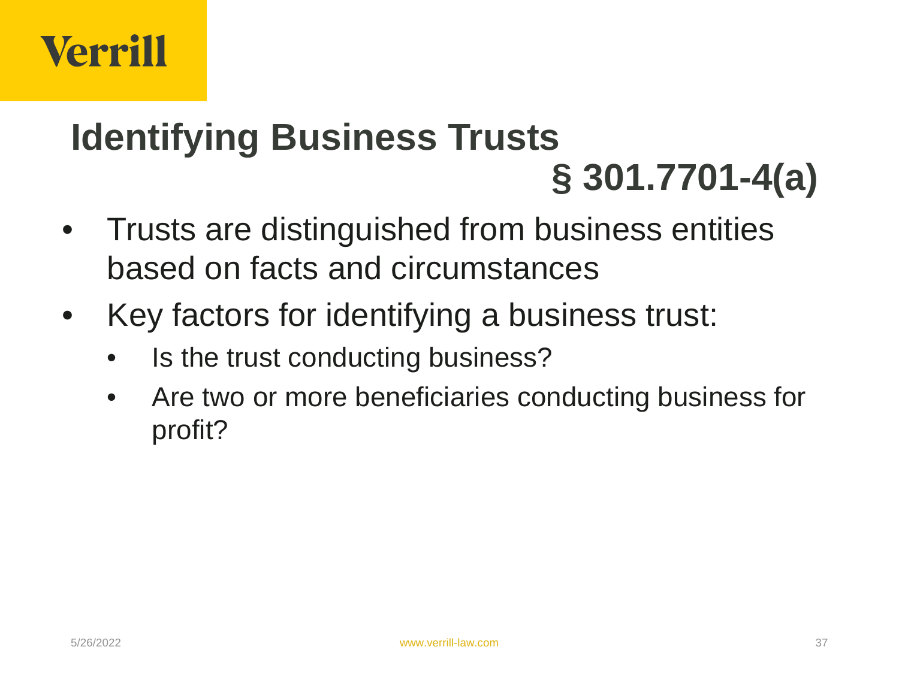# Identifying Business Trusts § 301.7701-4(a)

- Trusts are distinguished from business entities based on facts and circumstances
- Key factors for identifying a business trust:
  - Is the trust conducting business?
  - Are two or more beneficiaries conducting business for profit?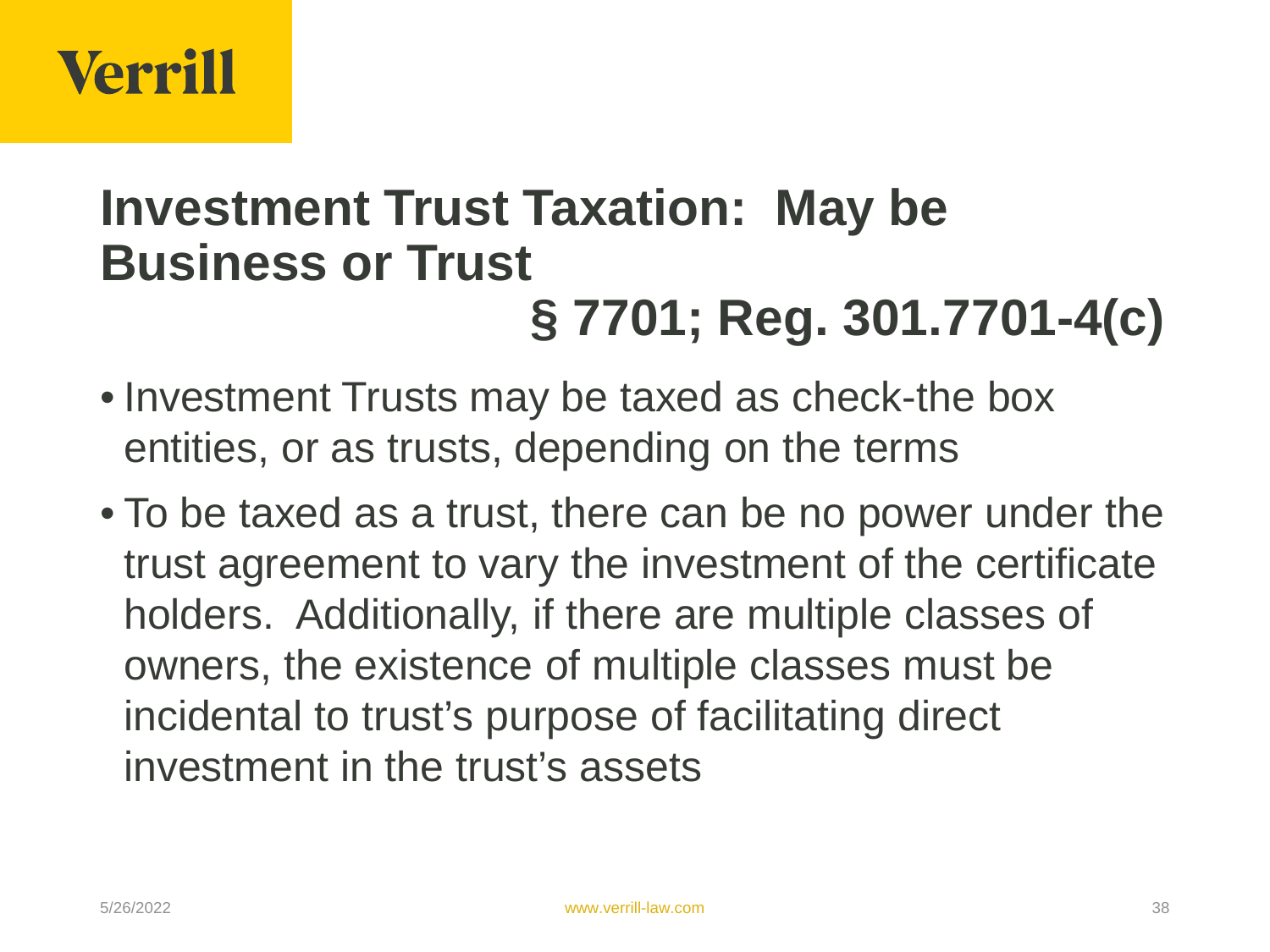# Investment Trust Taxation: May be Business or Trust

## § 7701; Reg. 301.7701-4(c)

- Investment Trusts may be taxed as check-the box entities, or as trusts, depending on the terms
- To be taxed as a trust, there can be no power under the trust agreement to vary the investment of the certificate holders. Additionally, if there are multiple classes of owners, the existence of multiple classes must be incidental to trust's purpose of facilitating direct investment in the trust's assets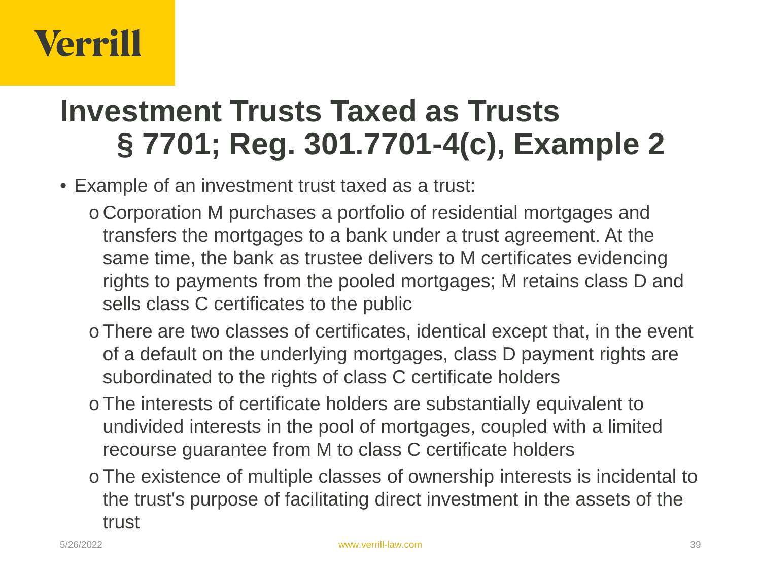# Investment Trusts Taxed as Trusts § 7701; Reg. 301.7701-4(c), Example 2

- Example of an investment trust taxed as a trust:
  - Corporation M purchases a portfolio of residential mortgages and transfers the mortgages to a bank under a trust agreement. At the same time, the bank as trustee delivers to M certificates evidencing rights to payments from the pooled mortgages; M retains class D and sells class C certificates to the public
  - There are two classes of certificates, identical except that, in the event of a default on the underlying mortgages, class D payment rights are subordinated to the rights of class C certificate holders
  - The interests of certificate holders are substantially equivalent to undivided interests in the pool of mortgages, coupled with a limited recourse guarantee from M to class C certificate holders
  - The existence of multiple classes of ownership interests is incidental to the trust's purpose of facilitating direct investment in the assets of the trust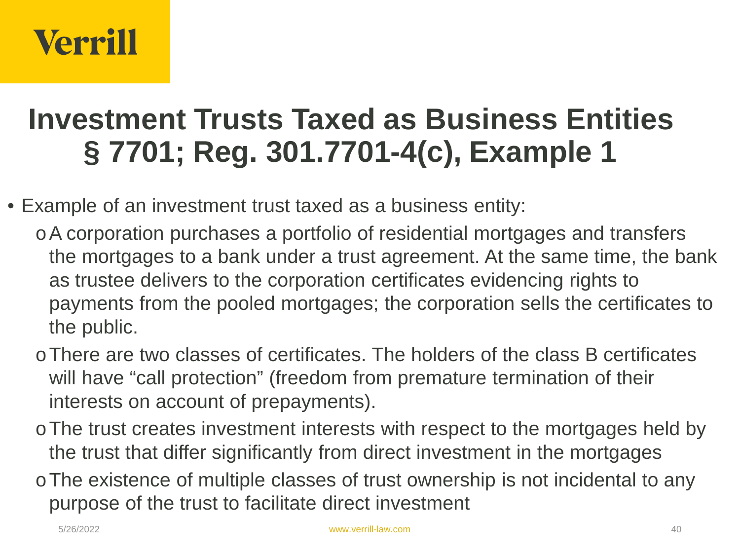# Investment Trusts Taxed as Business Entities § 7701; Reg. 301.7701-4(c), Example 1

- Example of an investment trust taxed as a business entity:
  - A corporation purchases a portfolio of residential mortgages and transfers the mortgages to a bank under a trust agreement. At the same time, the bank as trustee delivers to the corporation certificates evidencing rights to payments from the pooled mortgages; the corporation sells the certificates to the public.
  - There are two classes of certificates. The holders of the class B certificates will have "call protection" (freedom from premature termination of their interests on account of prepayments).
  - The trust creates investment interests with respect to the mortgages held by the trust that differ significantly from direct investment in the mortgages
  - The existence of multiple classes of trust ownership is not incidental to any purpose of the trust to facilitate direct investment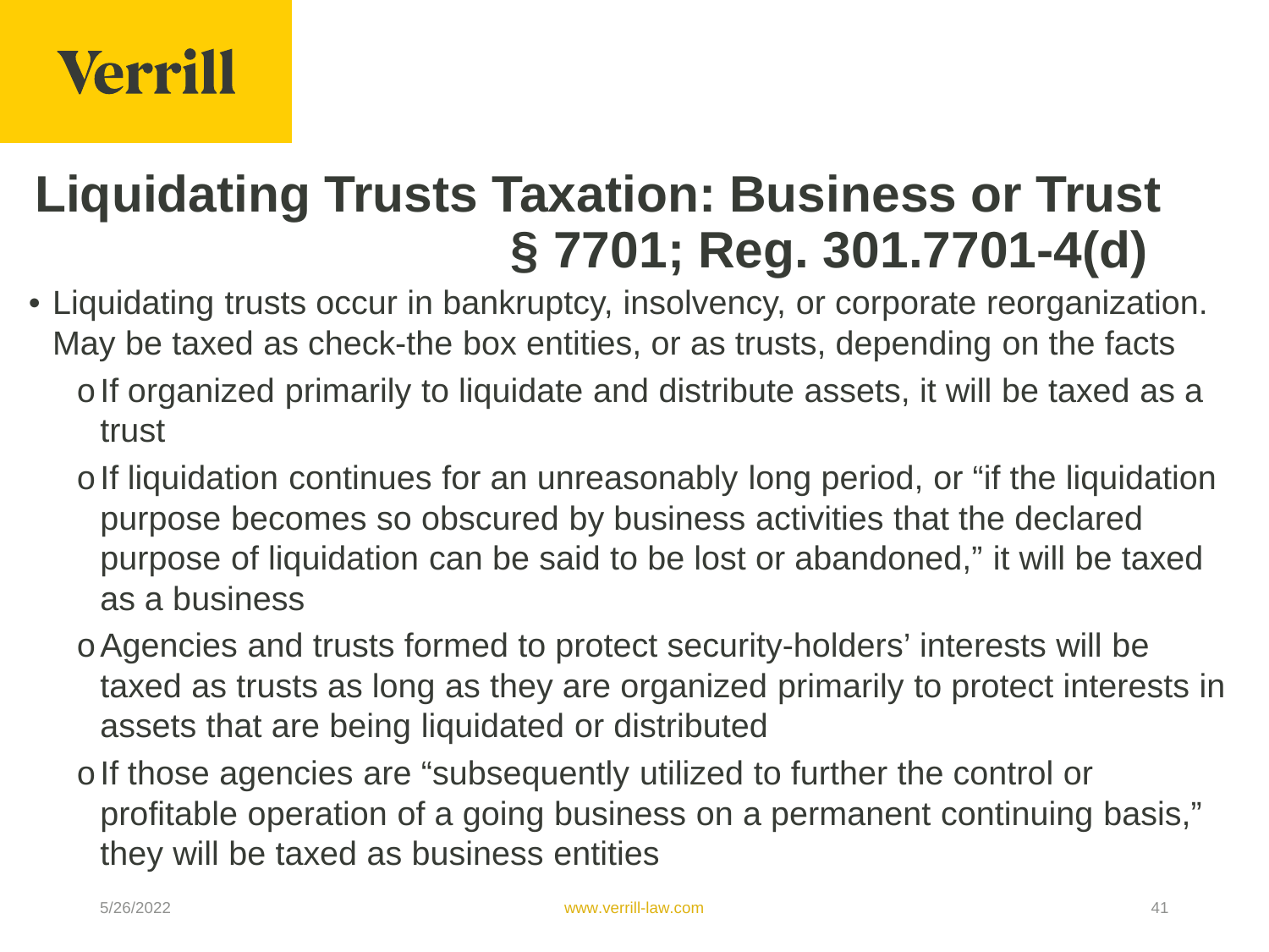# Liquidating Trusts Taxation: Business or Trust § 7701; Reg. 301.7701-4(d)

- Liquidating trusts occur in bankruptcy, insolvency, or corporate reorganization. May be taxed as check-the box entities, or as trusts, depending on the facts
  - If organized primarily to liquidate and distribute assets, it will be taxed as a trust
  - If liquidation continues for an unreasonably long period, or "if the liquidation purpose becomes so obscured by business activities that the declared purpose of liquidation can be said to be lost or abandoned," it will be taxed as a business
  - Agencies and trusts formed to protect security-holders' interests will be taxed as trusts as long as they are organized primarily to protect interests in assets that are being liquidated or distributed
  - If those agencies are "subsequently utilized to further the control or profitable operation of a going business on a permanent continuing basis," they will be taxed as business entities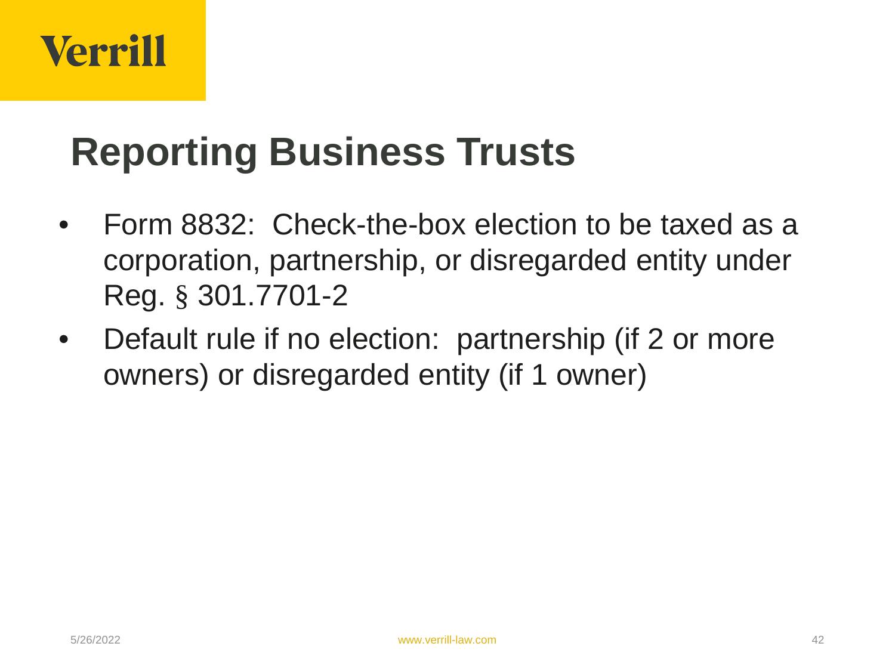## Reporting Business Trusts

- Form 8832: Check-the-box election to be taxed as a corporation, partnership, or disregarded entity under Reg. § 301.7701-2
- Default rule if no election: partnership (if 2 or more owners) or disregarded entity (if 1 owner)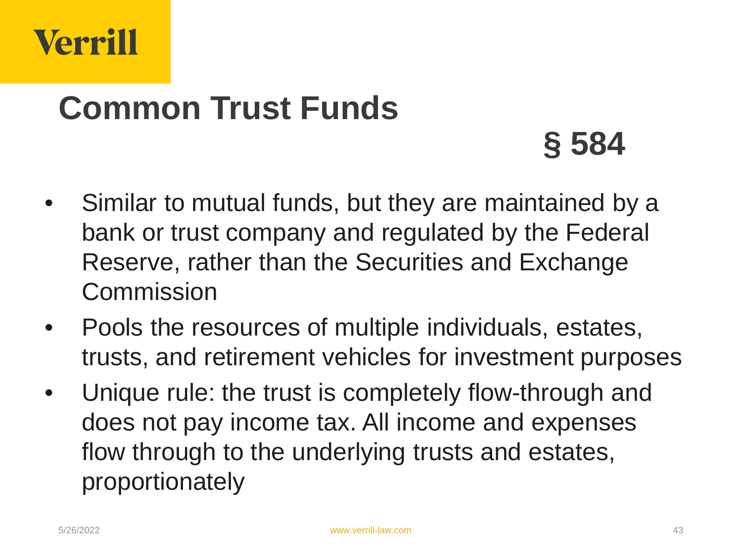# Common Trust Funds

## § 584

- Similar to mutual funds, but they are maintained by a bank or trust company and regulated by the Federal Reserve, rather than the Securities and Exchange Commission
- Pools the resources of multiple individuals, estates, trusts, and retirement vehicles for investment purposes
- Unique rule: the trust is completely flow-through and does not pay income tax. All income and expenses flow through to the underlying trusts and estates, proportionately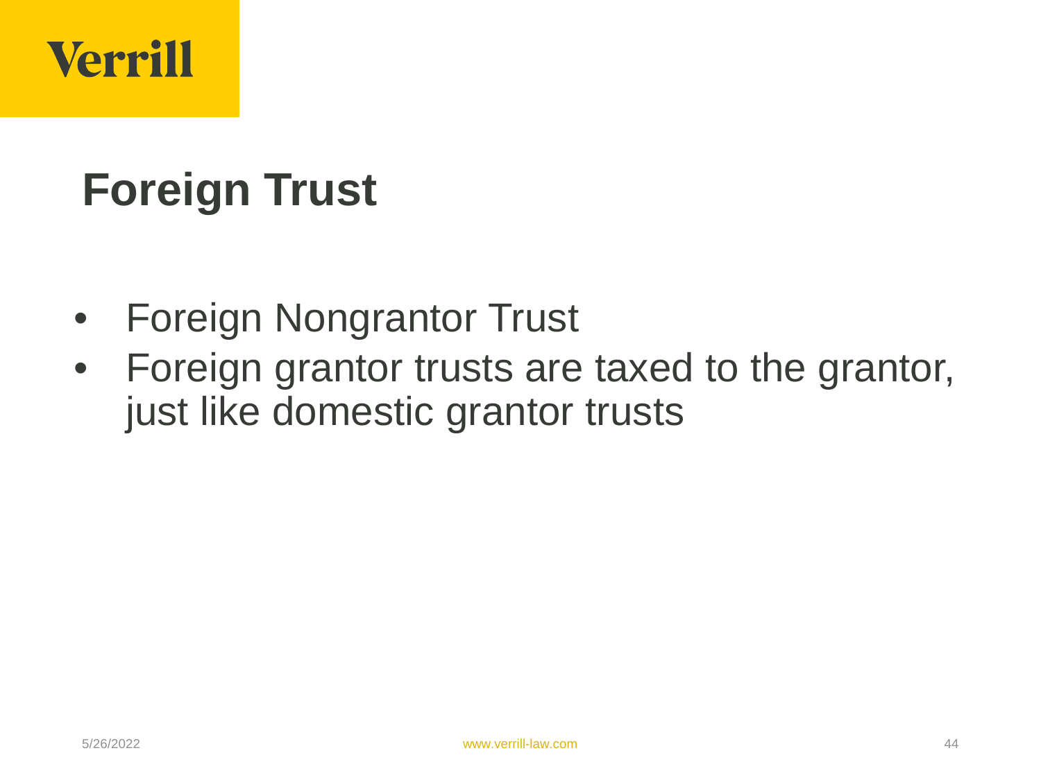# Foreign Trust

- Foreign Nongrantor Trust
- Foreign grantor trusts are taxed to the grantor, just like domestic grantor trusts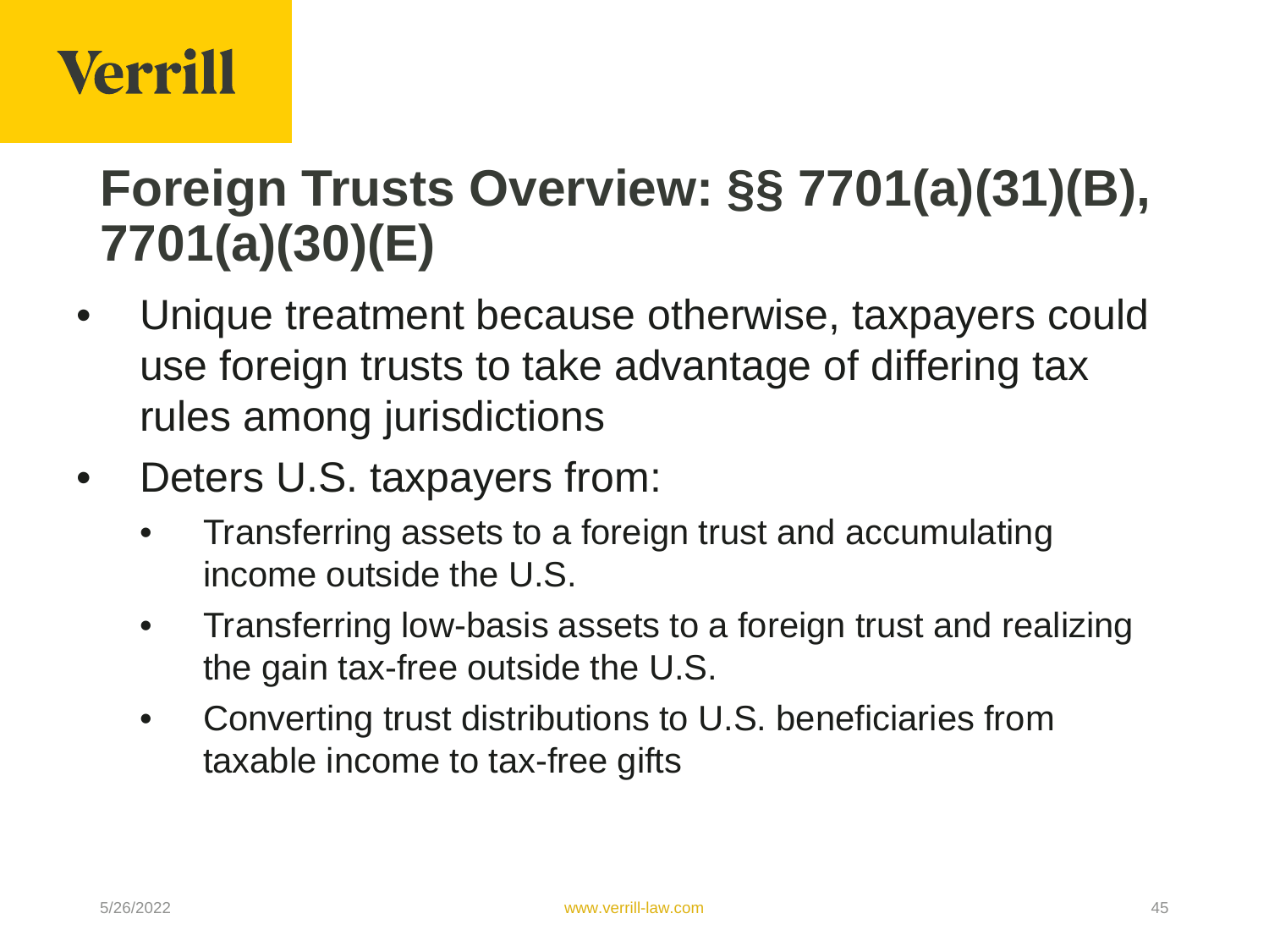# Foreign Trusts Overview: §§ 7701(a)(31)(B), 7701(a)(30)(E)

- Unique treatment because otherwise, taxpayers could use foreign trusts to take advantage of differing tax rules among jurisdictions
- Deters U.S. taxpayers from:
  - Transferring assets to a foreign trust and accumulating income outside the U.S.
  - Transferring low-basis assets to a foreign trust and realizing the gain tax-free outside the U.S.
  - Converting trust distributions to U.S. beneficiaries from taxable income to tax-free gifts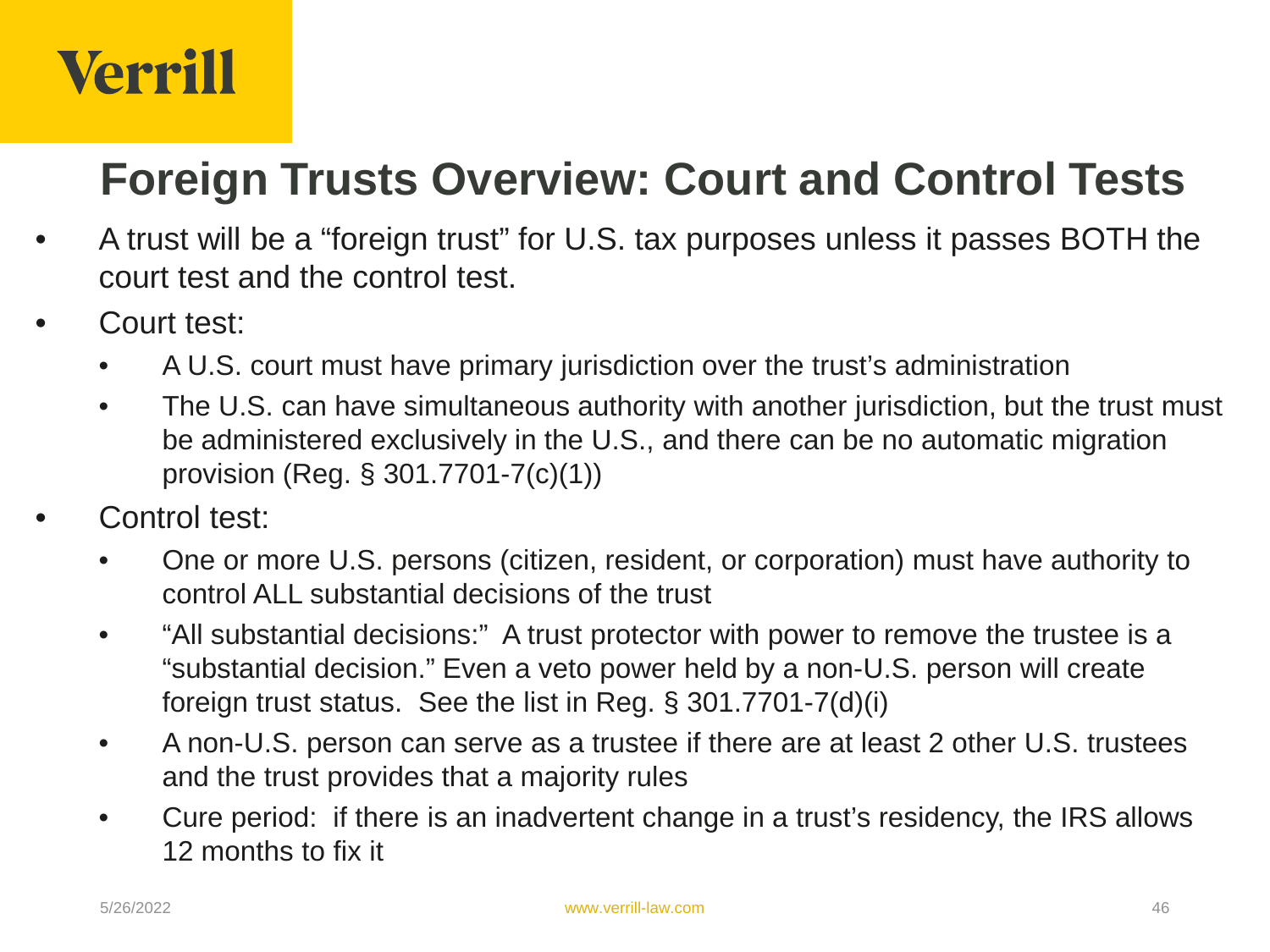# Foreign Trusts Overview: Court and Control Tests

- A trust will be a "foreign trust" for U.S. tax purposes unless it passes BOTH the court test and the control test.
- Court test:
  - A U.S. court must have primary jurisdiction over the trust's administration
  - The U.S. can have simultaneous authority with another jurisdiction, but the trust must be administered exclusively in the U.S., and there can be no automatic migration provision (Reg. § 301.7701-7(c)(1))
- Control test:
  - One or more U.S. persons (citizen, resident, or corporation) must have authority to control ALL substantial decisions of the trust
  - "All substantial decisions:" A trust protector with power to remove the trustee is a "substantial decision." Even a veto power held by a non-U.S. person will create foreign trust status. See the list in Reg. § 301.7701-7(d)(i)
  - A non-U.S. person can serve as a trustee if there are at least 2 other U.S. trustees and the trust provides that a majority rules
  - Cure period: if there is an inadvertent change in a trust's residency, the IRS allows 12 months to fix it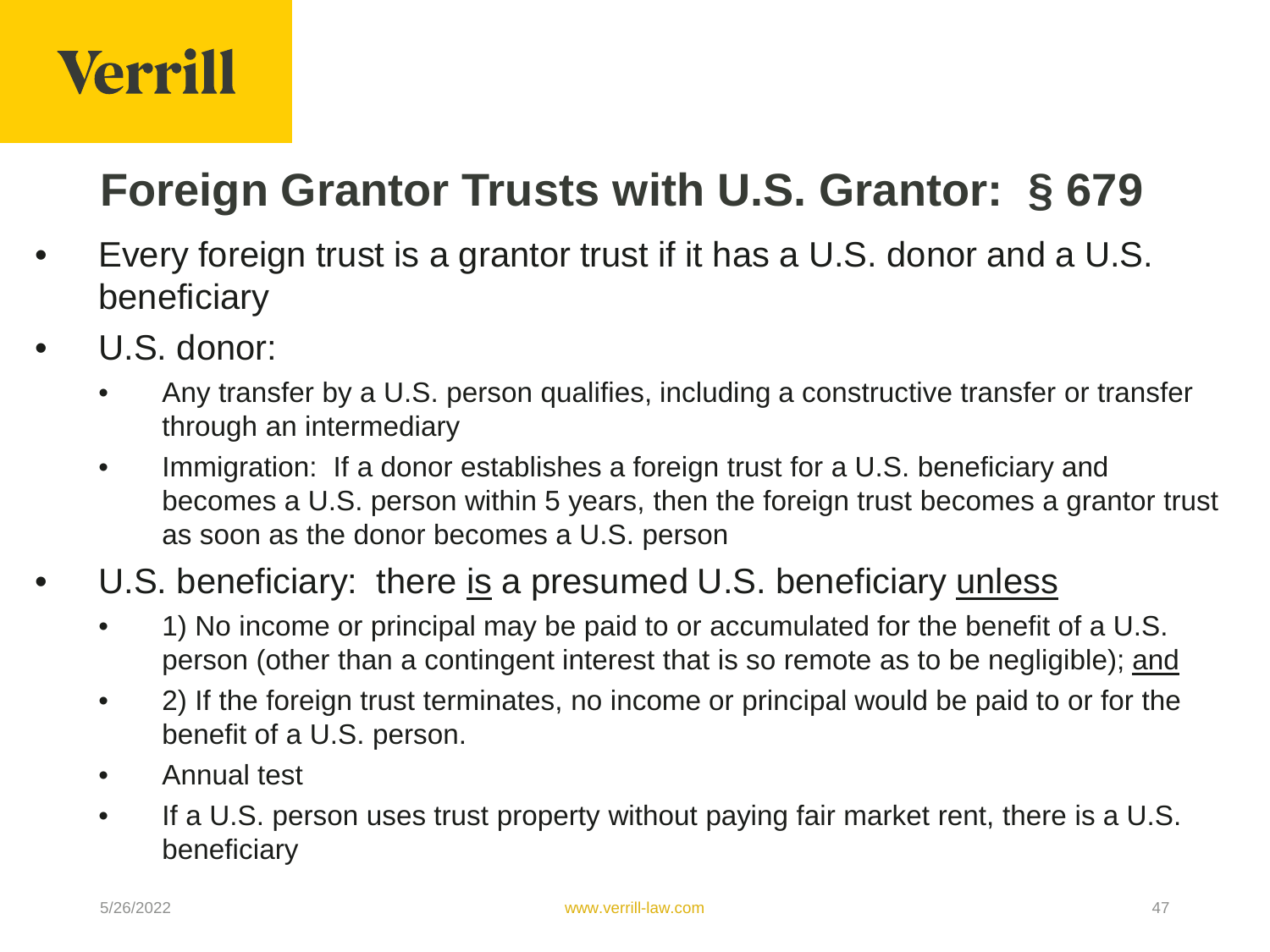# Foreign Grantor Trusts with U.S. Grantor: § 679

- Every foreign trust is a grantor trust if it has a U.S. donor and a U.S. beneficiary
- U.S. donor:
  - Any transfer by a U.S. person qualifies, including a constructive transfer or transfer through an intermediary
  - Immigration: If a donor establishes a foreign trust for a U.S. beneficiary and becomes a U.S. person within 5 years, then the foreign trust becomes a grantor trust as soon as the donor becomes a U.S. person
- U.S. beneficiary: there <u>is</u> a presumed U.S. beneficiary <u>unless</u>
  - 1) No income or principal may be paid to or accumulated for the benefit of a U.S. person (other than a contingent interest that is so remote as to be negligible); <u>and</u>
  - 2) If the foreign trust terminates, no income or principal would be paid to or for the benefit of a U.S. person.
  - Annual test
  - If a U.S. person uses trust property without paying fair market rent, there is a U.S. beneficiary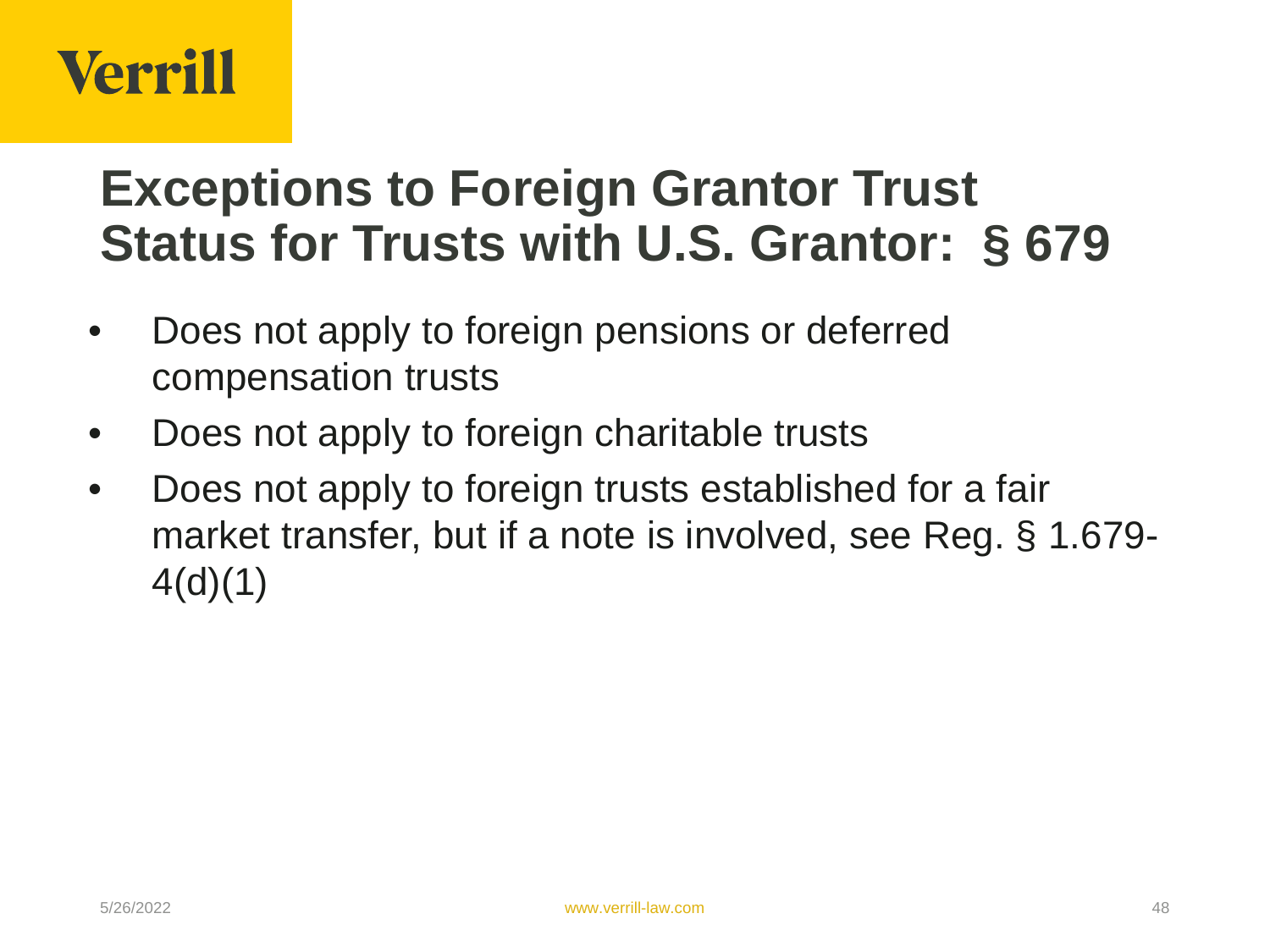# Exceptions to Foreign Grantor Trust Status for Trusts with U.S. Grantor: § 679

- Does not apply to foreign pensions or deferred compensation trusts
- Does not apply to foreign charitable trusts
- Does not apply to foreign trusts established for a fair market transfer, but if a note is involved, see Reg. § 1.679-4(d)(1)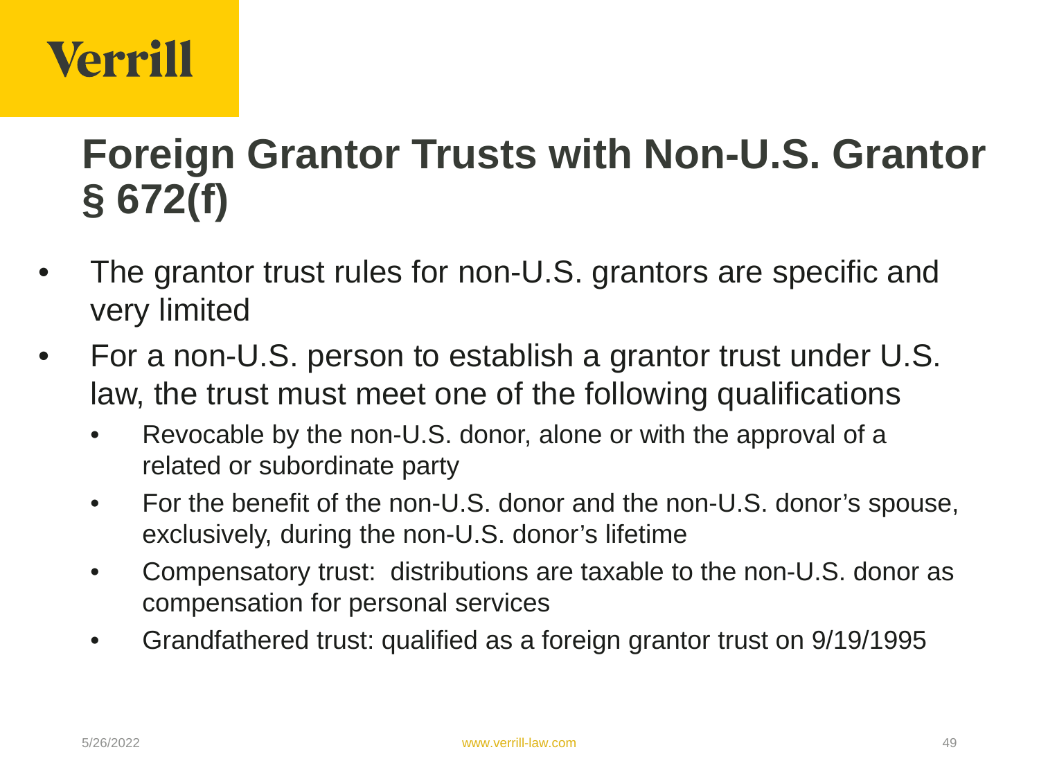# Foreign Grantor Trusts with Non-U.S. Grantor § 672(f)

- The grantor trust rules for non-U.S. grantors are specific and very limited
- For a non-U.S. person to establish a grantor trust under U.S. law, the trust must meet one of the following qualifications
  - Revocable by the non-U.S. donor, alone or with the approval of a related or subordinate party
  - For the benefit of the non-U.S. donor and the non-U.S. donor's spouse, exclusively, during the non-U.S. donor's lifetime
  - Compensatory trust: distributions are taxable to the non-U.S. donor as compensation for personal services
  - Grandfathered trust: qualified as a foreign grantor trust on 9/19/1995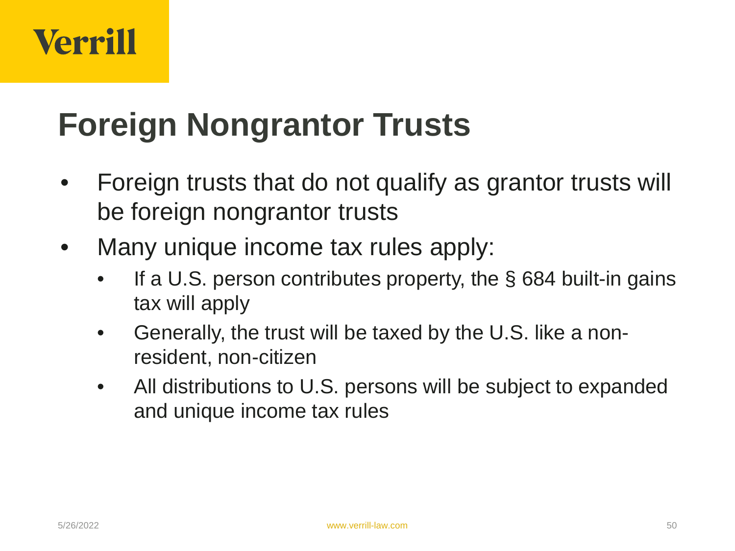# Foreign Nongrantor Trusts

- Foreign trusts that do not qualify as grantor trusts will be foreign nongrantor trusts
- Many unique income tax rules apply:
  - If a U.S. person contributes property, the § 684 built-in gains tax will apply
  - Generally, the trust will be taxed by the U.S. like a non-resident, non-citizen
  - All distributions to U.S. persons will be subject to expanded and unique income tax rules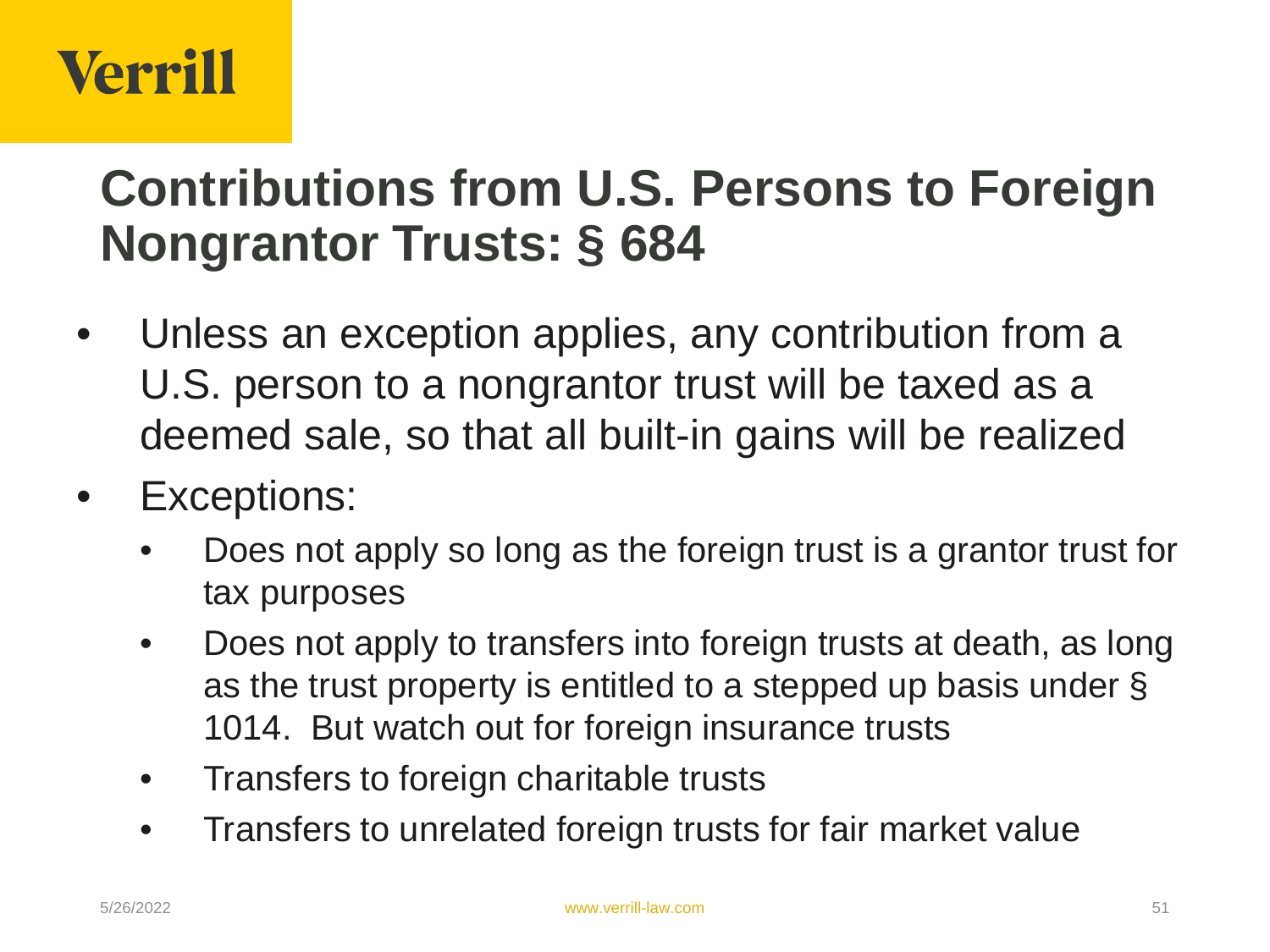# Contributions from U.S. Persons to Foreign Nongrantor Trusts: § 684

- Unless an exception applies, any contribution from a U.S. person to a nongrantor trust will be taxed as a deemed sale, so that all built-in gains will be realized
- Exceptions:
  - Does not apply so long as the foreign trust is a grantor trust for tax purposes
  - Does not apply to transfers into foreign trusts at death, as long as the trust property is entitled to a stepped up basis under § 1014. But watch out for foreign insurance trusts
  - Transfers to foreign charitable trusts
  - Transfers to unrelated foreign trusts for fair market value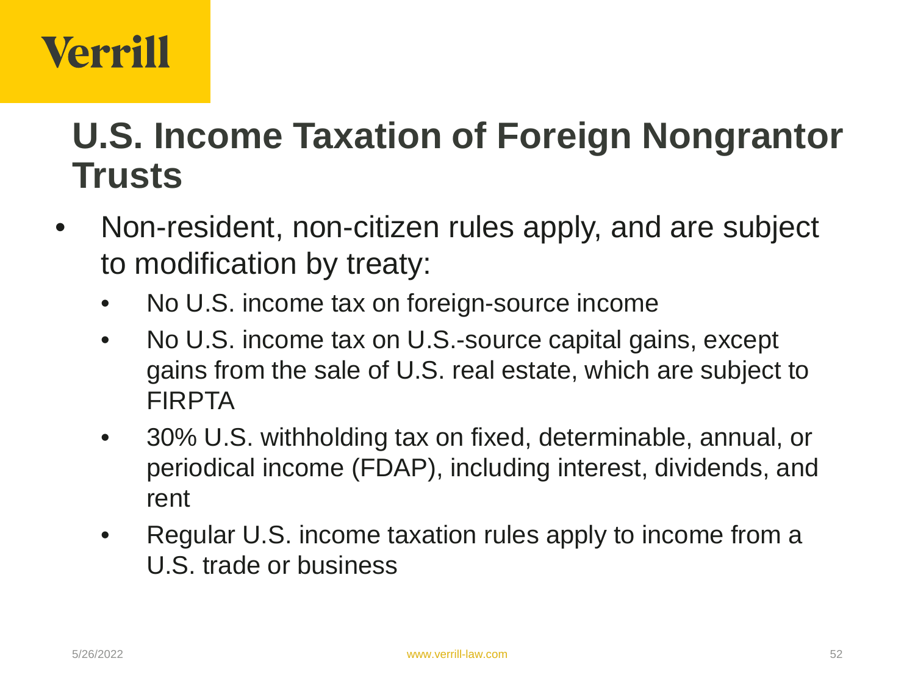# U.S. Income Taxation of Foreign Nongrantor Trusts

- Non-resident, non-citizen rules apply, and are subject to modification by treaty:
  - No U.S. income tax on foreign-source income
  - No U.S. income tax on U.S.-source capital gains, except gains from the sale of U.S. real estate, which are subject to FIRPTA
  - 30% U.S. withholding tax on fixed, determinable, annual, or periodical income (FDAP), including interest, dividends, and rent
  - Regular U.S. income taxation rules apply to income from a U.S. trade or business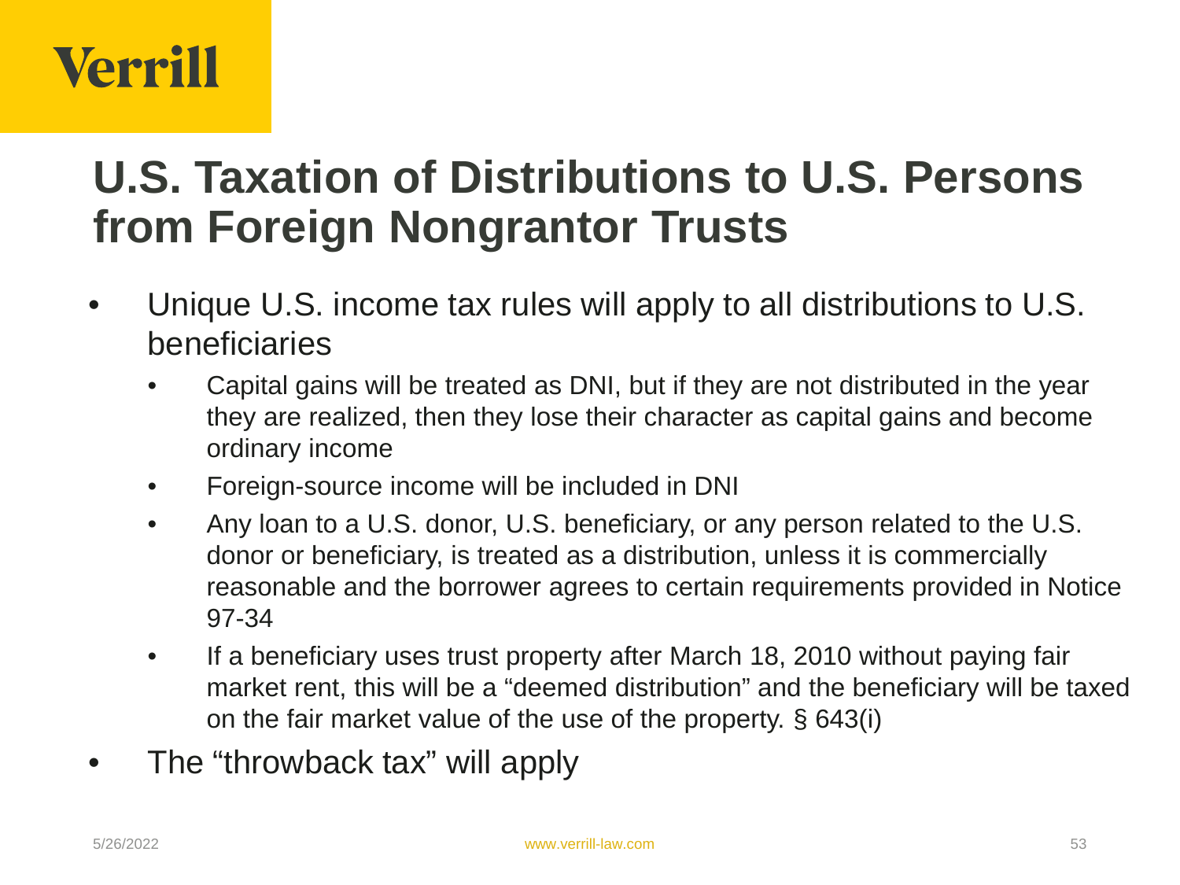# U.S. Taxation of Distributions to U.S. Persons from Foreign Nongrantor Trusts

- Unique U.S. income tax rules will apply to all distributions to U.S. beneficiaries
  - Capital gains will be treated as DNI, but if they are not distributed in the year they are realized, then they lose their character as capital gains and become ordinary income
  - Foreign-source income will be included in DNI
  - Any loan to a U.S. donor, U.S. beneficiary, or any person related to the U.S. donor or beneficiary, is treated as a distribution, unless it is commercially reasonable and the borrower agrees to certain requirements provided in Notice 97-34
  - If a beneficiary uses trust property after March 18, 2010 without paying fair market rent, this will be a "deemed distribution" and the beneficiary will be taxed on the fair market value of the use of the property. § 643(i)
- The "throwback tax" will apply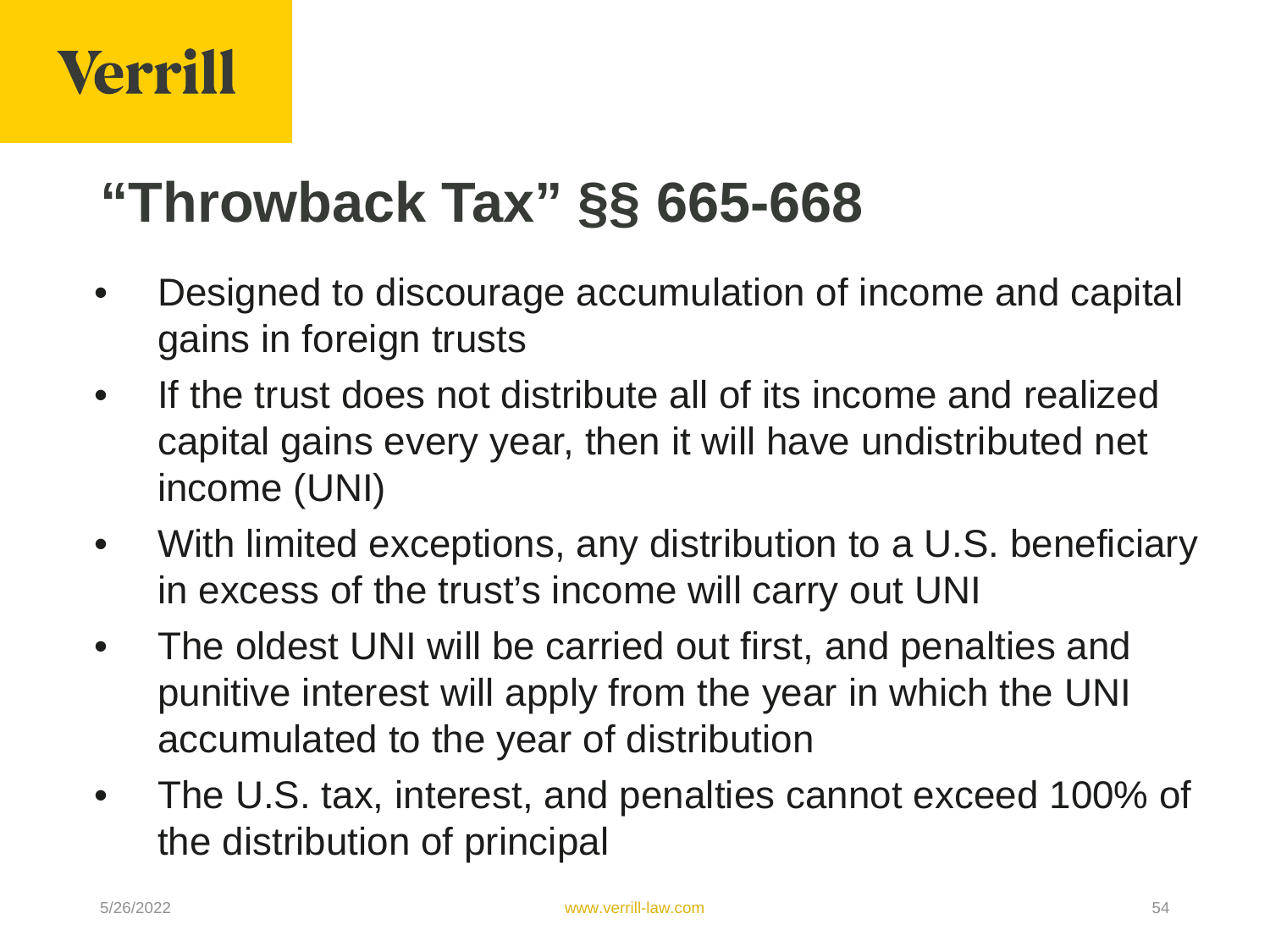# "Throwback Tax" §§ 665-668

- Designed to discourage accumulation of income and capital gains in foreign trusts
- If the trust does not distribute all of its income and realized capital gains every year, then it will have undistributed net income (UNI)
- With limited exceptions, any distribution to a U.S. beneficiary in excess of the trust's income will carry out UNI
- The oldest UNI will be carried out first, and penalties and punitive interest will apply from the year in which the UNI accumulated to the year of distribution
- The U.S. tax, interest, and penalties cannot exceed 100% of the distribution of principal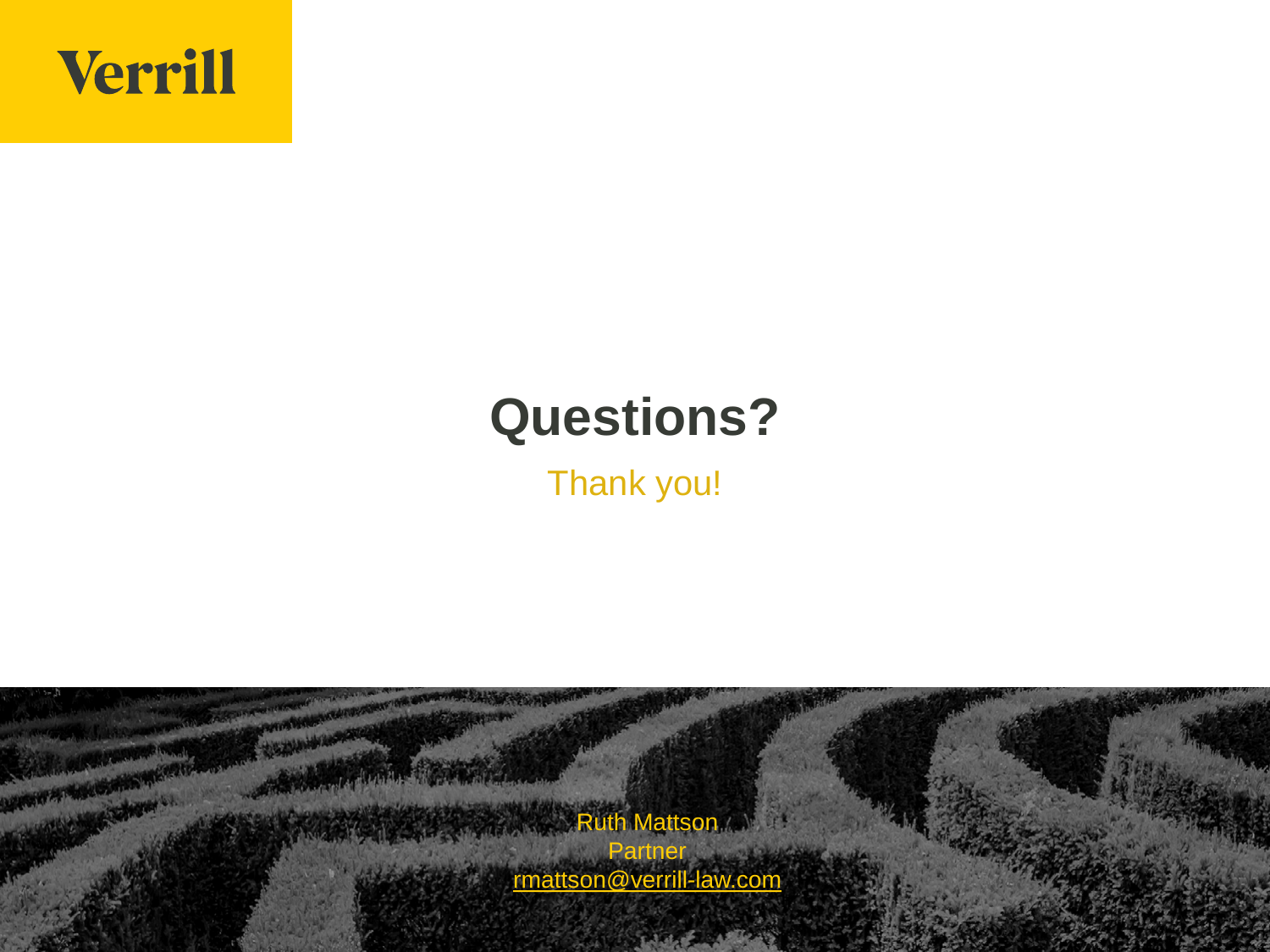Verrill

# Questions?

Thank you!

Ruth Mattson
Partner
rmattson@verrill-law.com